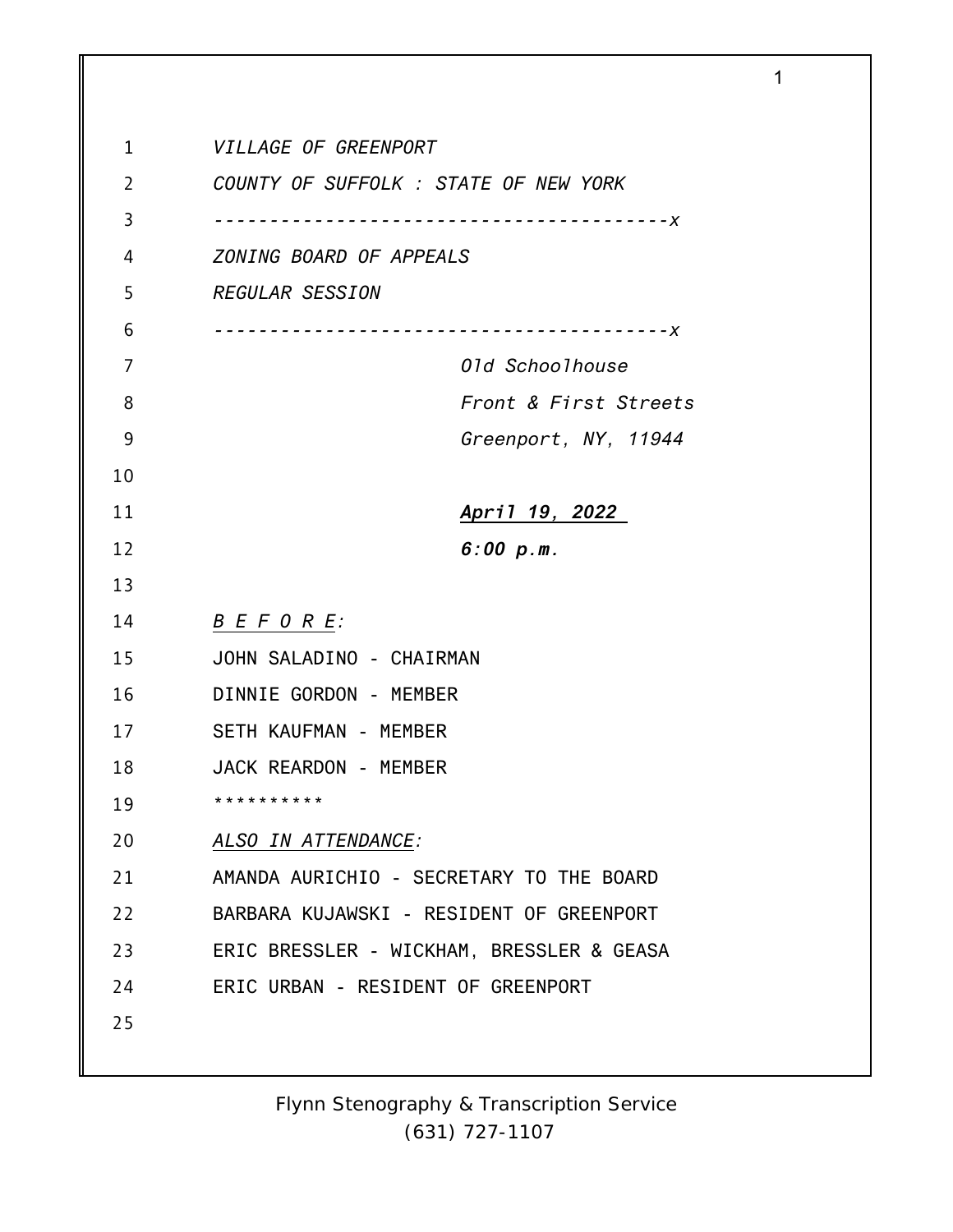*VILLAGE OF GREENPORT*

*COUNTY OF SUFFOLK : STATE OF NEW YORK*

*----------------------------------------x*

*ZONING BOARD OF APPEALS*

*REGULAR SESSION*

*----------------------------------------x*

*Old Schoolhouse*

*Front & First Streets*

*Greenport, NY, 11944*

***April 19, 2022***

***6:00 p.m.***

*B E F O R E:*

JOHN SALADINO - CHAIRMAN

DINNIE GORDON - MEMBER

SETH KAUFMAN - MEMBER

JACK REARDON - MEMBER

**********

*ALSO IN ATTENDANCE:*

AMANDA AURICHIO - SECRETARY TO THE BOARD

BARBARA KUJAWSKI - RESIDENT OF GREENPORT

ERIC BRESSLER - WICKHAM, BRESSLER & GEASA

ERIC URBAN - RESIDENT OF GREENPORT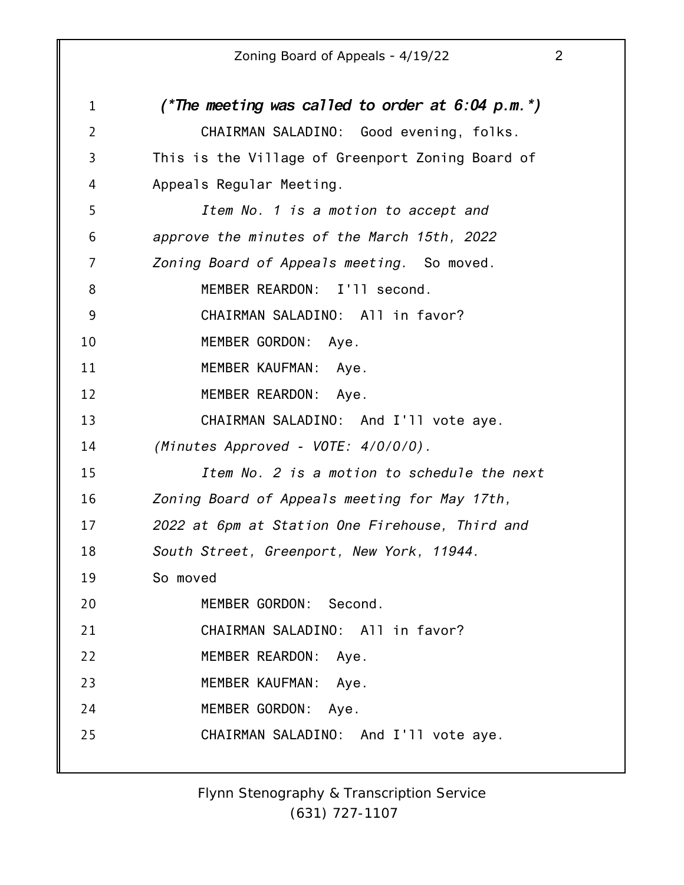*(\*The meeting was called to order at 6:04 p.m.\*)*

CHAIRMAN SALADINO: Good evening, folks. This is the Village of Greenport Zoning Board of Appeals Regular Meeting.

*Item No. 1 is a motion to accept and approve the minutes of the March 15th, 2022 Zoning Board of Appeals meeting.* So moved.

MEMBER REARDON: I'll second.

CHAIRMAN SALADINO: All in favor?

MEMBER GORDON: Aye.

MEMBER KAUFMAN: Aye.

MEMBER REARDON: Aye.

CHAIRMAN SALADINO: And I'll vote aye.

*(Minutes Approved - VOTE: 4/0/0/0).*

*Item No. 2 is a motion to schedule the next Zoning Board of Appeals meeting for May 17th, 2022 at 6pm at Station One Firehouse, Third and South Street, Greenport, New York, 11944.* So moved

MEMBER GORDON: Second.

CHAIRMAN SALADINO: All in favor?

MEMBER REARDON: Aye.

MEMBER KAUFMAN: Aye.

MEMBER GORDON: Aye.

CHAIRMAN SALADINO: And I'll vote aye.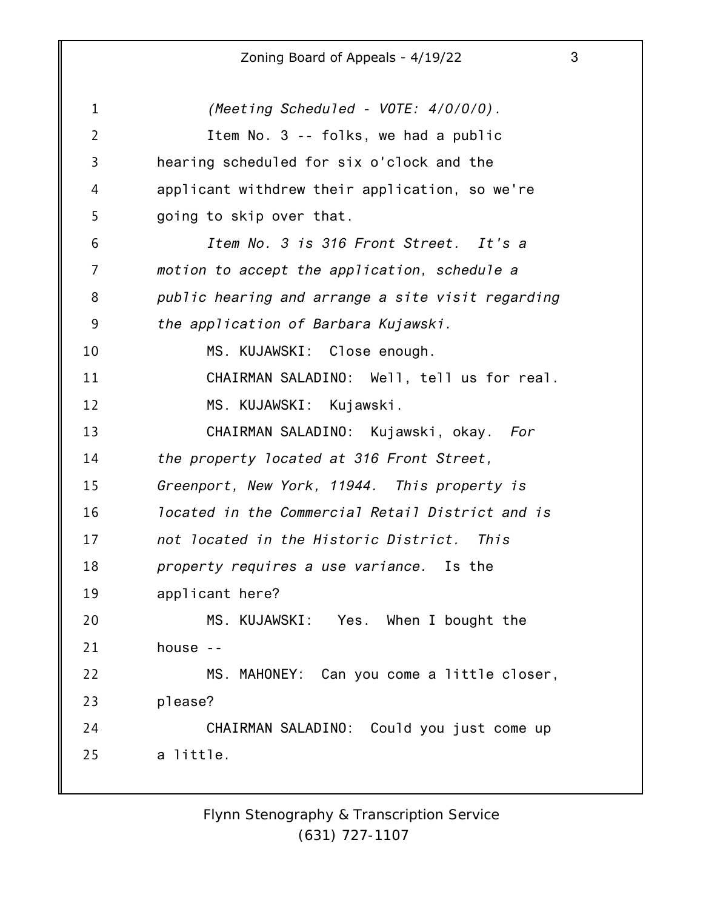*(Meeting Scheduled - VOTE: 4/0/0/0).*

Item No. 3 -- folks, we had a public hearing scheduled for six o'clock and the applicant withdrew their application, so we're going to skip over that.

*Item No. 3 is 316 Front Street. It's a motion to accept the application, schedule a public hearing and arrange a site visit regarding the application of Barbara Kujawski.*

MS. KUJAWSKI: Close enough.

CHAIRMAN SALADINO: Well, tell us for real.

MS. KUJAWSKI: Kujawski.

CHAIRMAN SALADINO: Kujawski, okay. *For the property located at 316 Front Street, Greenport, New York, 11944. This property is located in the Commercial Retail District and is not located in the Historic District. This property requires a use variance.* Is the applicant here?

MS. KUJAWSKI: Yes. When I bought the house --

MS. MAHONEY: Can you come a little closer, please?

CHAIRMAN SALADINO: Could you just come up a little.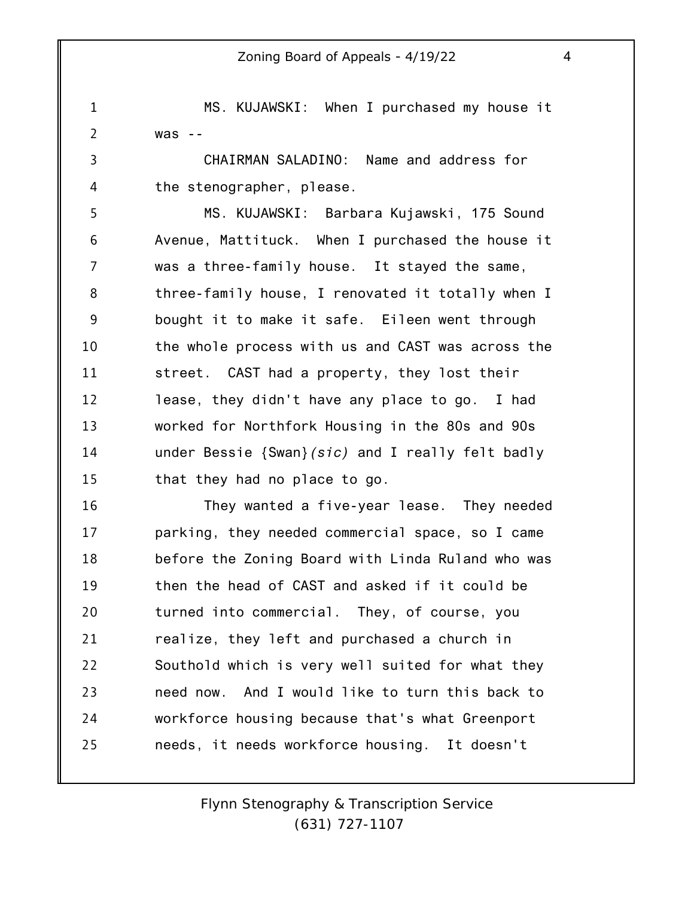MS. KUJAWSKI: When I purchased my house it was --

CHAIRMAN SALADINO: Name and address for the stenographer, please.

MS. KUJAWSKI: Barbara Kujawski, 175 Sound Avenue, Mattituck. When I purchased the house it was a three-family house. It stayed the same, three-family house, I renovated it totally when I bought it to make it safe. Eileen went through the whole process with us and CAST was across the street. CAST had a property, they lost their lease, they didn't have any place to go. I had worked for Northfork Housing in the 80s and 90s under Bessie {Swan}*(sic)* and I really felt badly that they had no place to go.

They wanted a five-year lease. They needed parking, they needed commercial space, so I came before the Zoning Board with Linda Ruland who was then the head of CAST and asked if it could be turned into commercial. They, of course, you realize, they left and purchased a church in Southold which is very well suited for what they need now. And I would like to turn this back to workforce housing because that's what Greenport needs, it needs workforce housing. It doesn't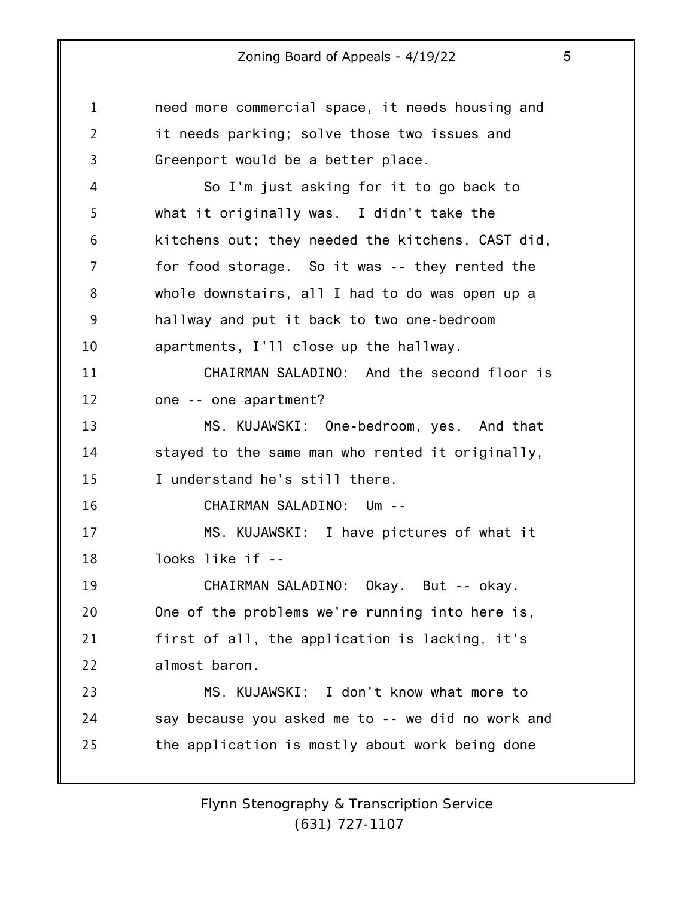need more commercial space, it needs housing and it needs parking; solve those two issues and Greenport would be a better place.

So I'm just asking for it to go back to what it originally was. I didn't take the kitchens out; they needed the kitchens, CAST did, for food storage. So it was -- they rented the whole downstairs, all I had to do was open up a hallway and put it back to two one-bedroom apartments, I'll close up the hallway.

CHAIRMAN SALADINO: And the second floor is one -- one apartment?

MS. KUJAWSKI: One-bedroom, yes. And that stayed to the same man who rented it originally, I understand he's still there.

CHAIRMAN SALADINO: Um --

MS. KUJAWSKI: I have pictures of what it looks like if --

CHAIRMAN SALADINO: Okay. But -- okay. One of the problems we're running into here is, first of all, the application is lacking, it's almost baron.

MS. KUJAWSKI: I don't know what more to say because you asked me to -- we did no work and the application is mostly about work being done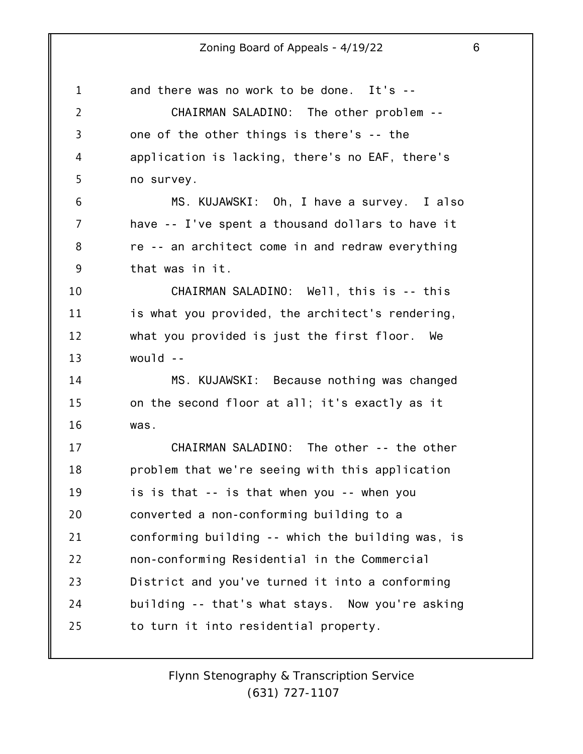and there was no work to be done. It's --

CHAIRMAN SALADINO: The other problem -- one of the other things is there's -- the application is lacking, there's no EAF, there's no survey.

MS. KUJAWSKI: Oh, I have a survey. I also have -- I've spent a thousand dollars to have it re -- an architect come in and redraw everything that was in it.

CHAIRMAN SALADINO: Well, this is -- this is what you provided, the architect's rendering, what you provided is just the first floor. We would --

MS. KUJAWSKI: Because nothing was changed on the second floor at all; it's exactly as it was.

CHAIRMAN SALADINO: The other -- the other problem that we're seeing with this application is is that -- is that when you -- when you converted a non-conforming building to a conforming building -- which the building was, is non-conforming Residential in the Commercial District and you've turned it into a conforming building -- that's what stays. Now you're asking to turn it into residential property.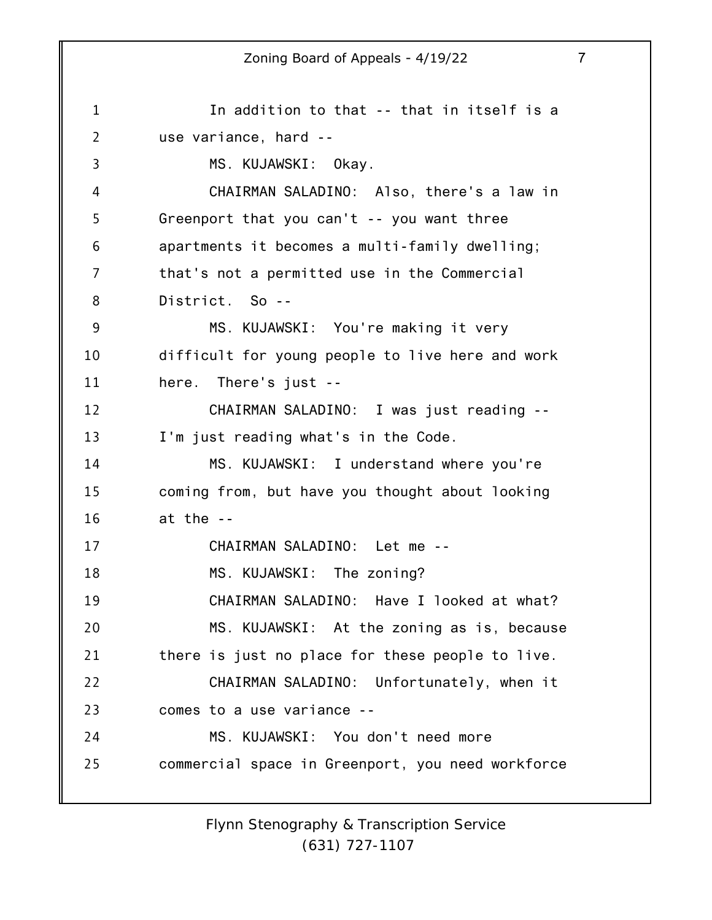In addition to that -- that in itself is a use variance, hard --

MS. KUJAWSKI: Okay.

CHAIRMAN SALADINO: Also, there's a law in Greenport that you can't -- you want three apartments it becomes a multi-family dwelling; that's not a permitted use in the Commercial District. So --

MS. KUJAWSKI: You're making it very difficult for young people to live here and work here. There's just --

CHAIRMAN SALADINO: I was just reading -- I'm just reading what's in the Code.

MS. KUJAWSKI: I understand where you're coming from, but have you thought about looking at the --

CHAIRMAN SALADINO: Let me --

MS. KUJAWSKI: The zoning?

CHAIRMAN SALADINO: Have I looked at what?

MS. KUJAWSKI: At the zoning as is, because there is just no place for these people to live.

CHAIRMAN SALADINO: Unfortunately, when it comes to a use variance --

MS. KUJAWSKI: You don't need more commercial space in Greenport, you need workforce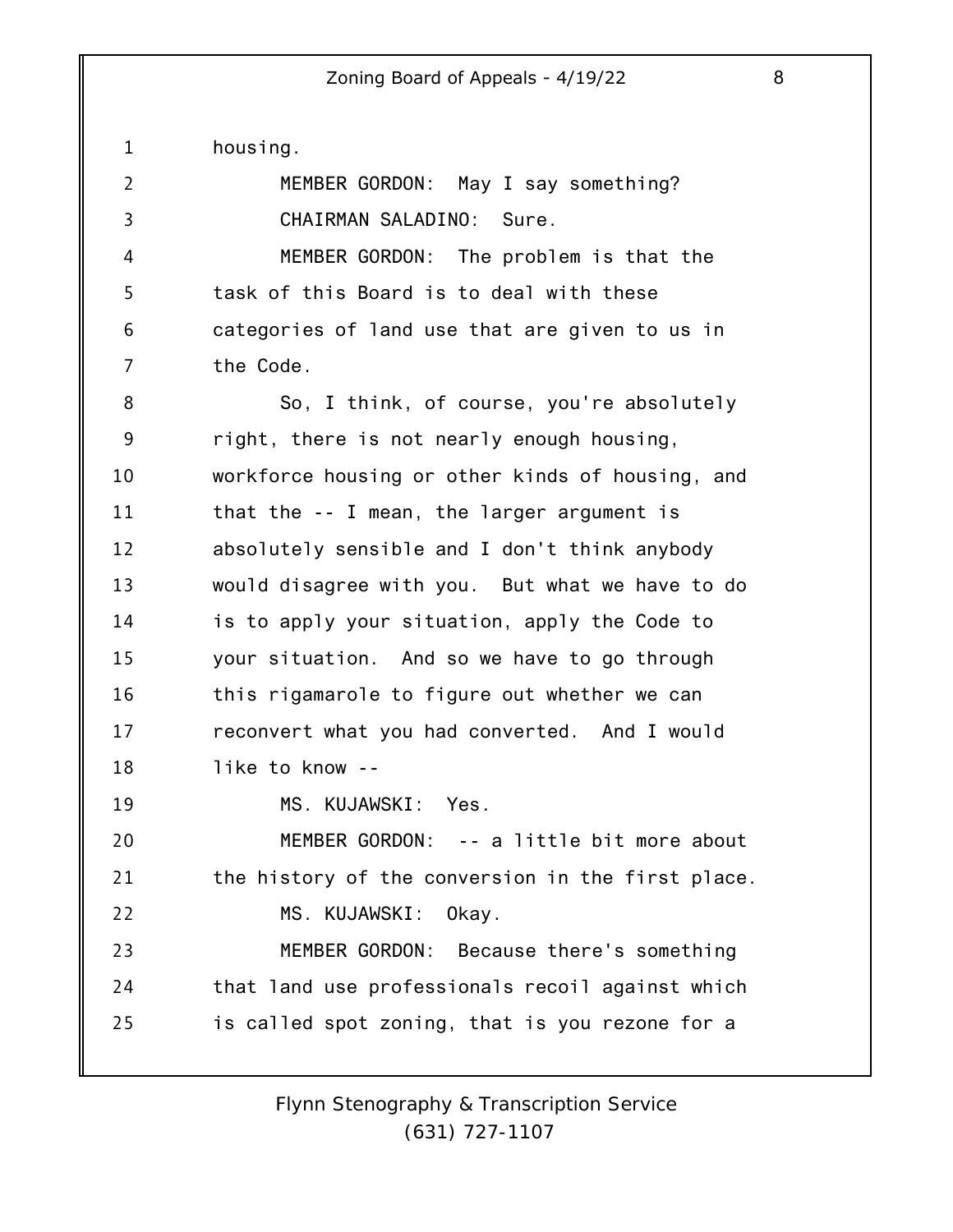housing.

MEMBER GORDON: May I say something?

CHAIRMAN SALADINO: Sure.

MEMBER GORDON: The problem is that the task of this Board is to deal with these categories of land use that are given to us in the Code.

So, I think, of course, you're absolutely right, there is not nearly enough housing, workforce housing or other kinds of housing, and that the -- I mean, the larger argument is absolutely sensible and I don't think anybody would disagree with you. But what we have to do is to apply your situation, apply the Code to your situation. And so we have to go through this rigamarole to figure out whether we can reconvert what you had converted. And I would like to know --

MS. KUJAWSKI: Yes.

MEMBER GORDON: -- a little bit more about the history of the conversion in the first place.

MS. KUJAWSKI: Okay.

MEMBER GORDON: Because there's something that land use professionals recoil against which is called spot zoning, that is you rezone for a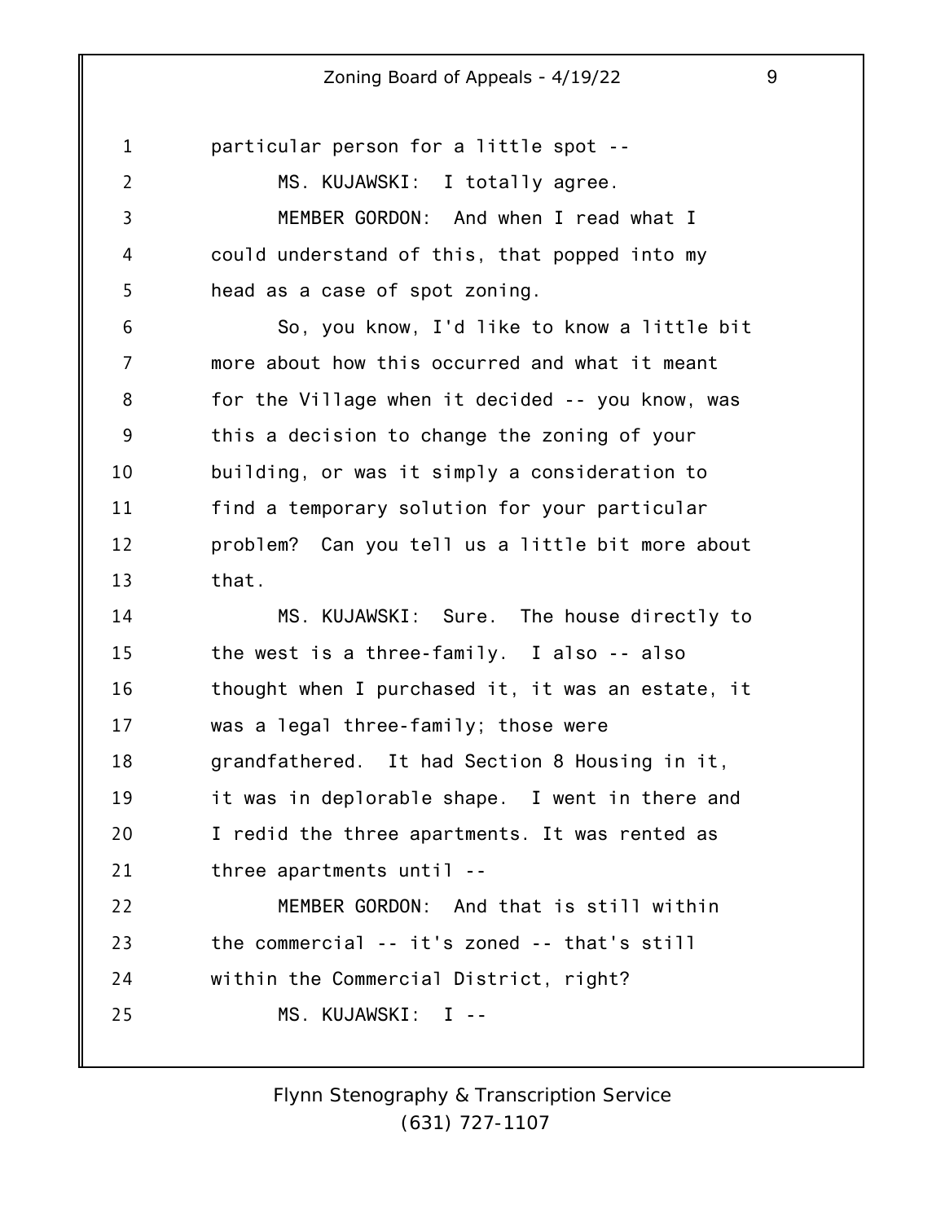particular person for a little spot --

MS. KUJAWSKI: I totally agree.

MEMBER GORDON: And when I read what I could understand of this, that popped into my head as a case of spot zoning.

So, you know, I'd like to know a little bit more about how this occurred and what it meant for the Village when it decided -- you know, was this a decision to change the zoning of your building, or was it simply a consideration to find a temporary solution for your particular problem? Can you tell us a little bit more about that.

MS. KUJAWSKI: Sure. The house directly to the west is a three-family. I also -- also thought when I purchased it, it was an estate, it was a legal three-family; those were grandfathered. It had Section 8 Housing in it, it was in deplorable shape. I went in there and I redid the three apartments. It was rented as three apartments until --

MEMBER GORDON: And that is still within the commercial -- it's zoned -- that's still within the Commercial District, right?

MS. KUJAWSKI: I --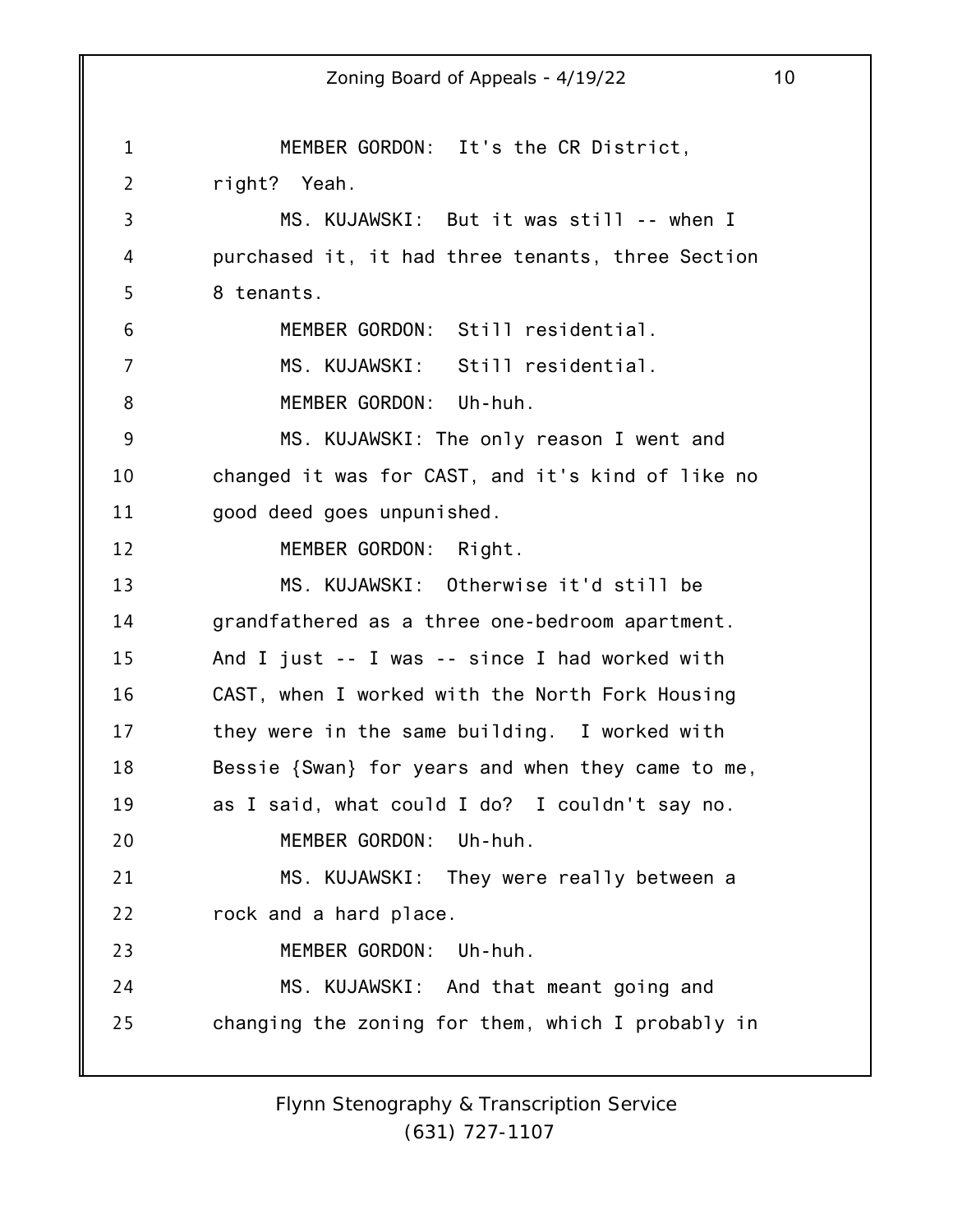MEMBER GORDON: It's the CR District, right? Yeah.

MS. KUJAWSKI: But it was still -- when I purchased it, it had three tenants, three Section 8 tenants.

MEMBER GORDON: Still residential.

MS. KUJAWSKI: Still residential.

MEMBER GORDON: Uh-huh.

MS. KUJAWSKI: The only reason I went and changed it was for CAST, and it's kind of like no good deed goes unpunished.

MEMBER GORDON: Right.

MS. KUJAWSKI: Otherwise it'd still be grandfathered as a three one-bedroom apartment. And I just -- I was -- since I had worked with CAST, when I worked with the North Fork Housing they were in the same building. I worked with Bessie {Swan} for years and when they came to me, as I said, what could I do? I couldn't say no.

MEMBER GORDON: Uh-huh.

MS. KUJAWSKI: They were really between a rock and a hard place.

MEMBER GORDON: Uh-huh.

MS. KUJAWSKI: And that meant going and changing the zoning for them, which I probably in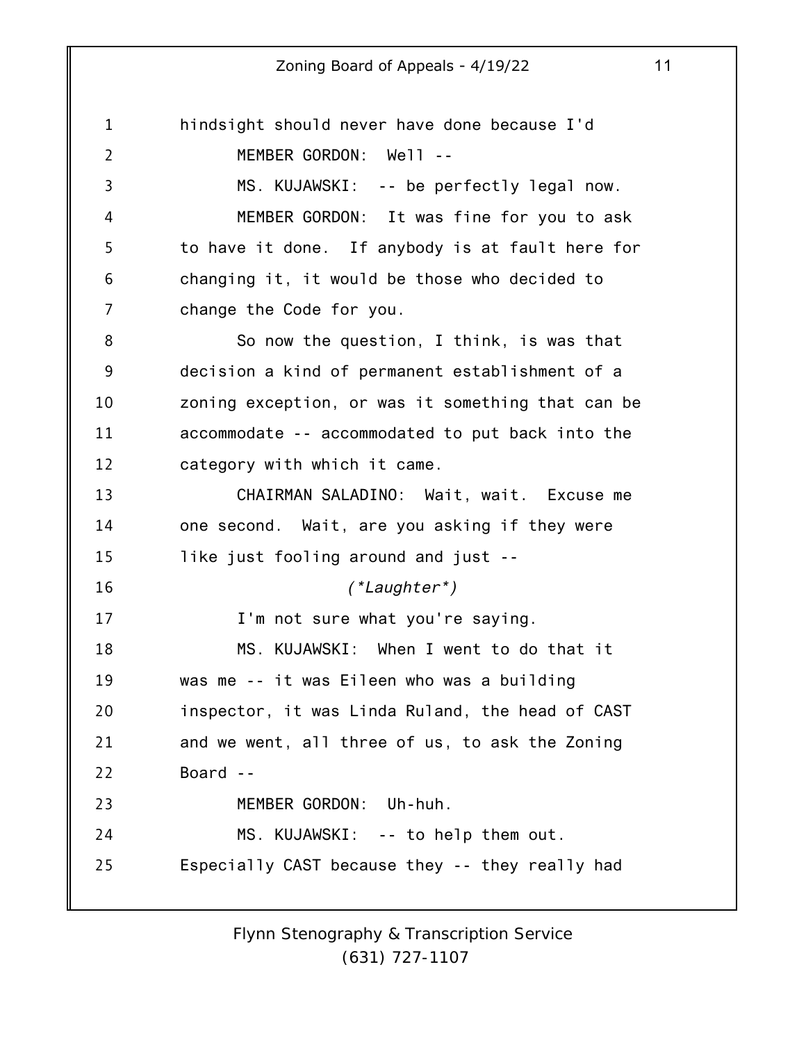hindsight should never have done because I'd

MEMBER GORDON: Well --

MS. KUJAWSKI: -- be perfectly legal now.

MEMBER GORDON: It was fine for you to ask to have it done. If anybody is at fault here for changing it, it would be those who decided to change the Code for you.

So now the question, I think, is was that decision a kind of permanent establishment of a zoning exception, or was it something that can be accommodate -- accommodated to put back into the category with which it came.

CHAIRMAN SALADINO: Wait, wait. Excuse me one second. Wait, are you asking if they were like just fooling around and just --

*(\*Laughter\*)*

I'm not sure what you're saying.

MS. KUJAWSKI: When I went to do that it was me -- it was Eileen who was a building inspector, it was Linda Ruland, the head of CAST and we went, all three of us, to ask the Zoning Board --

MEMBER GORDON: Uh-huh.

MS. KUJAWSKI: -- to help them out. Especially CAST because they -- they really had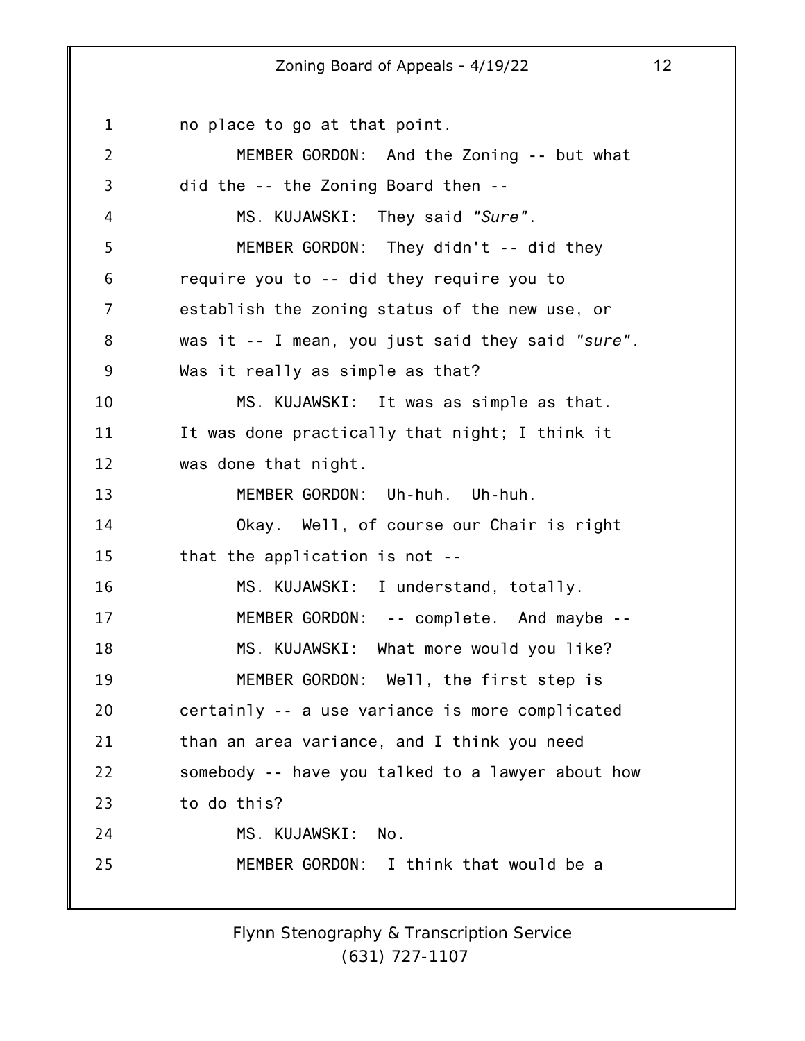no place to go at that point.

MEMBER GORDON: And the Zoning -- but what did the -- the Zoning Board then --

MS. KUJAWSKI: They said *"Sure"*.

MEMBER GORDON: They didn't -- did they require you to -- did they require you to establish the zoning status of the new use, or was it -- I mean, you just said they said *"sure"*. Was it really as simple as that?

MS. KUJAWSKI: It was as simple as that. It was done practically that night; I think it was done that night.

MEMBER GORDON: Uh-huh. Uh-huh.

Okay. Well, of course our Chair is right that the application is not --

MS. KUJAWSKI: I understand, totally.

MEMBER GORDON: -- complete. And maybe --

MS. KUJAWSKI: What more would you like?

MEMBER GORDON: Well, the first step is certainly -- a use variance is more complicated than an area variance, and I think you need somebody -- have you talked to a lawyer about how to do this?

MS. KUJAWSKI: No.

MEMBER GORDON: I think that would be a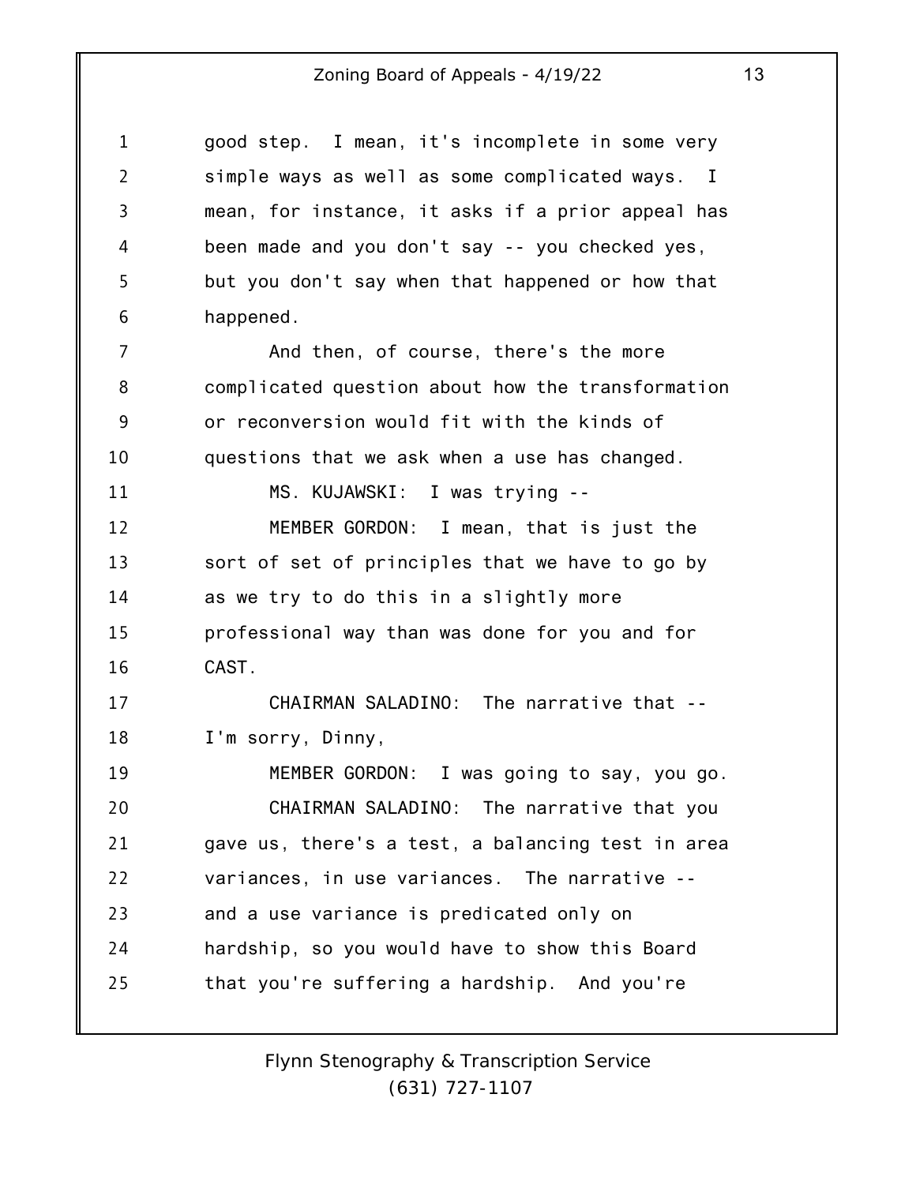good step. I mean, it's incomplete in some very simple ways as well as some complicated ways. I mean, for instance, it asks if a prior appeal has been made and you don't say -- you checked yes, but you don't say when that happened or how that happened.

And then, of course, there's the more complicated question about how the transformation or reconversion would fit with the kinds of questions that we ask when a use has changed.

MS. KUJAWSKI: I was trying --

MEMBER GORDON: I mean, that is just the sort of set of principles that we have to go by as we try to do this in a slightly more professional way than was done for you and for CAST.

CHAIRMAN SALADINO: The narrative that -- I'm sorry, Dinny,

MEMBER GORDON: I was going to say, you go.

CHAIRMAN SALADINO: The narrative that you gave us, there's a test, a balancing test in area variances, in use variances. The narrative -- and a use variance is predicated only on hardship, so you would have to show this Board that you're suffering a hardship. And you're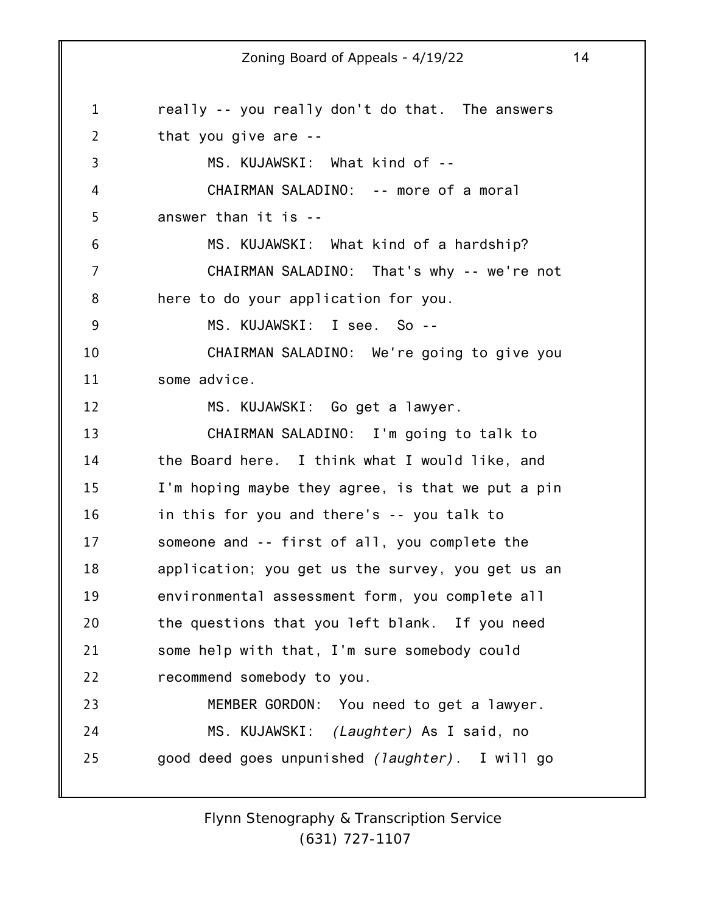really -- you really don't do that. The answers that you give are --

MS. KUJAWSKI: What kind of --

CHAIRMAN SALADINO: -- more of a moral answer than it is --

MS. KUJAWSKI: What kind of a hardship?

CHAIRMAN SALADINO: That's why -- we're not here to do your application for you.

MS. KUJAWSKI: I see. So --

CHAIRMAN SALADINO: We're going to give you some advice.

MS. KUJAWSKI: Go get a lawyer.

CHAIRMAN SALADINO: I'm going to talk to the Board here. I think what I would like, and I'm hoping maybe they agree, is that we put a pin in this for you and there's -- you talk to someone and -- first of all, you complete the application; you get us the survey, you get us an environmental assessment form, you complete all the questions that you left blank. If you need some help with that, I'm sure somebody could recommend somebody to you.

MEMBER GORDON: You need to get a lawyer.

MS. KUJAWSKI: *(Laughter)* As I said, no good deed goes unpunished *(laughter)*. I will go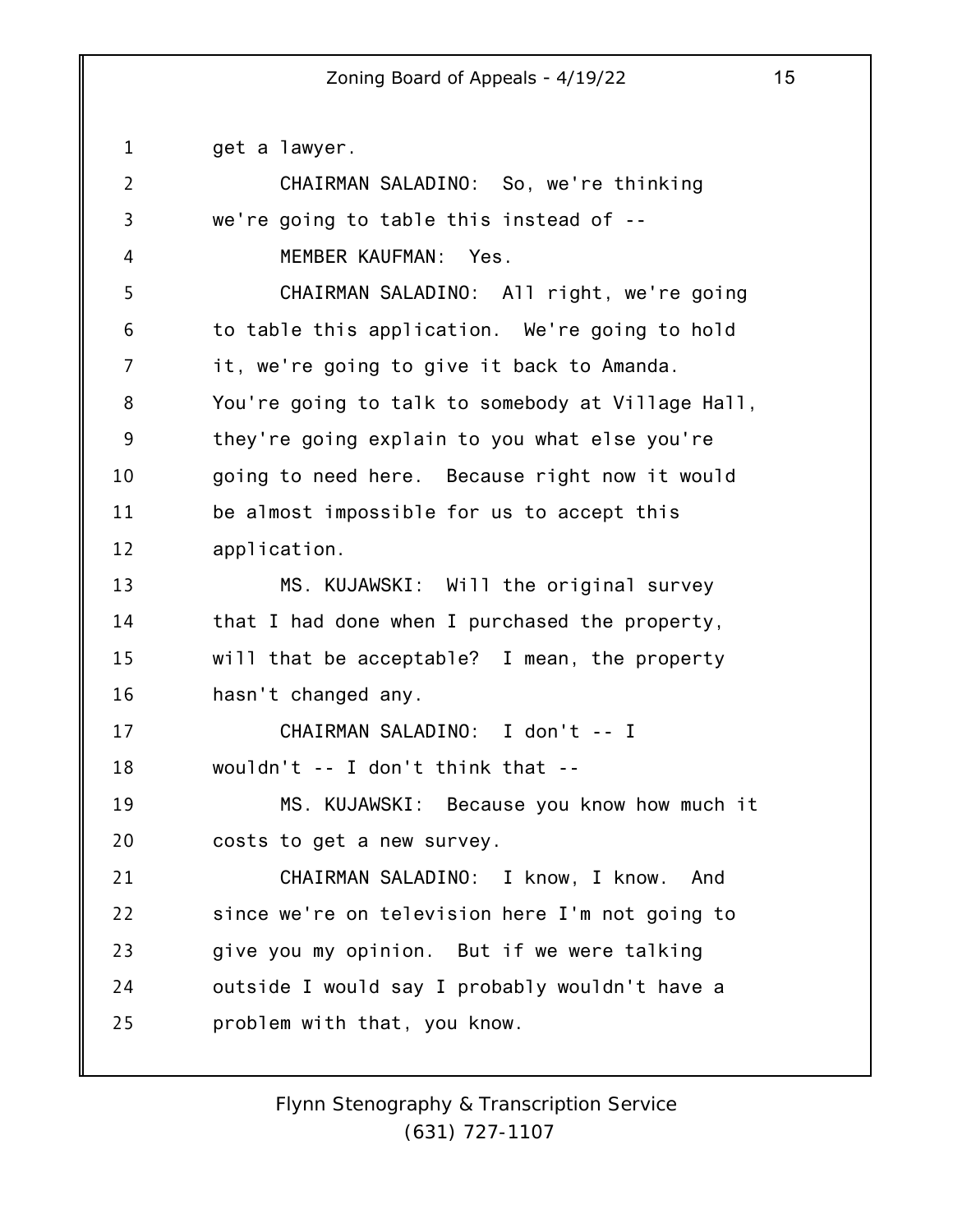get a lawyer.

CHAIRMAN SALADINO: So, we're thinking we're going to table this instead of --

MEMBER KAUFMAN: Yes.

CHAIRMAN SALADINO: All right, we're going to table this application. We're going to hold it, we're going to give it back to Amanda. You're going to talk to somebody at Village Hall, they're going explain to you what else you're going to need here. Because right now it would be almost impossible for us to accept this application.

MS. KUJAWSKI: Will the original survey that I had done when I purchased the property, will that be acceptable? I mean, the property hasn't changed any.

CHAIRMAN SALADINO: I don't -- I wouldn't -- I don't think that --

MS. KUJAWSKI: Because you know how much it costs to get a new survey.

CHAIRMAN SALADINO: I know, I know. And since we're on television here I'm not going to give you my opinion. But if we were talking outside I would say I probably wouldn't have a problem with that, you know.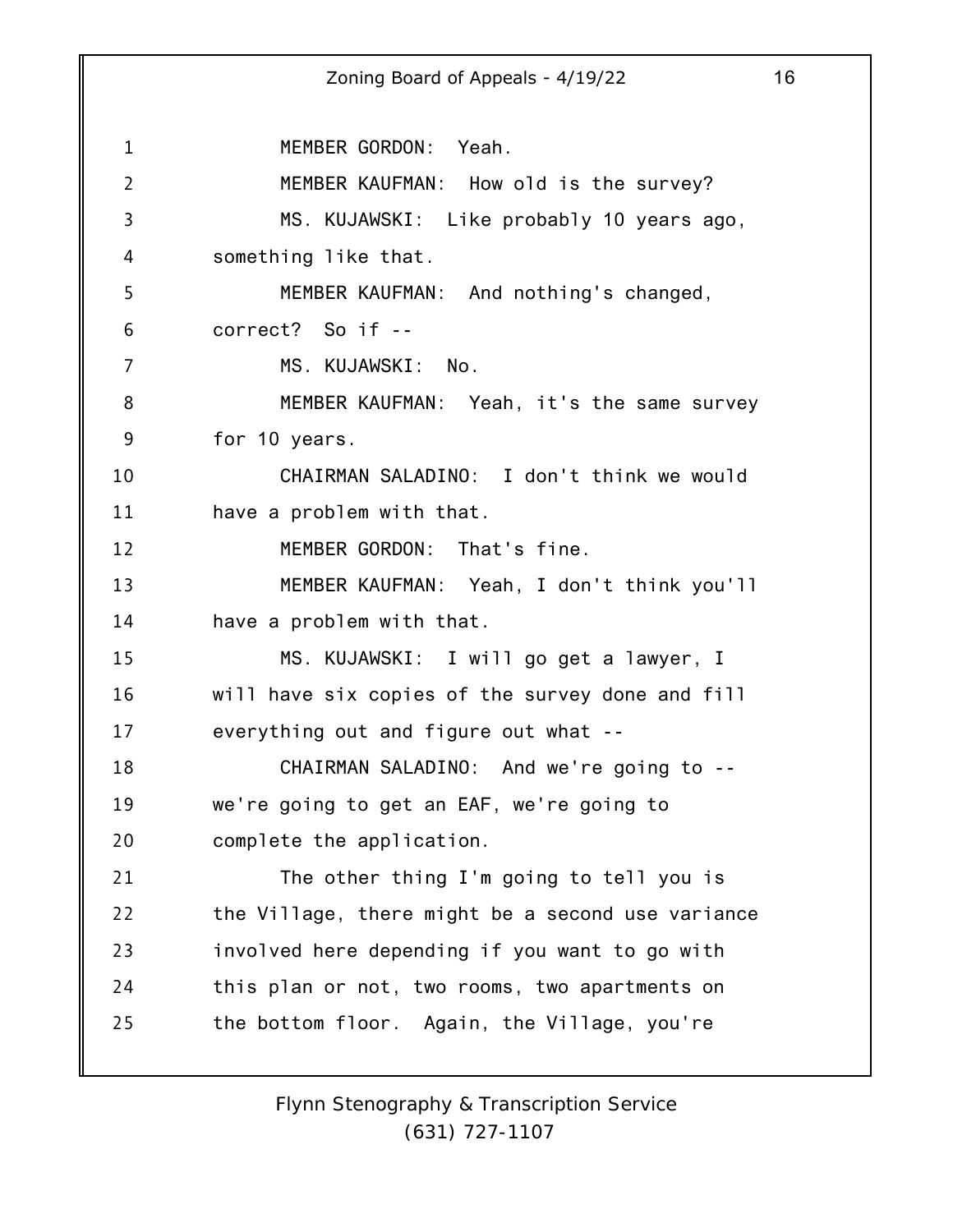MEMBER GORDON: Yeah.

MEMBER KAUFMAN: How old is the survey?

MS. KUJAWSKI: Like probably 10 years ago, something like that.

MEMBER KAUFMAN: And nothing's changed, correct? So if --

MS. KUJAWSKI: No.

MEMBER KAUFMAN: Yeah, it's the same survey for 10 years.

CHAIRMAN SALADINO: I don't think we would have a problem with that.

MEMBER GORDON: That's fine.

MEMBER KAUFMAN: Yeah, I don't think you'll have a problem with that.

MS. KUJAWSKI: I will go get a lawyer, I will have six copies of the survey done and fill everything out and figure out what --

CHAIRMAN SALADINO: And we're going to -- we're going to get an EAF, we're going to complete the application.

The other thing I'm going to tell you is the Village, there might be a second use variance involved here depending if you want to go with this plan or not, two rooms, two apartments on the bottom floor. Again, the Village, you're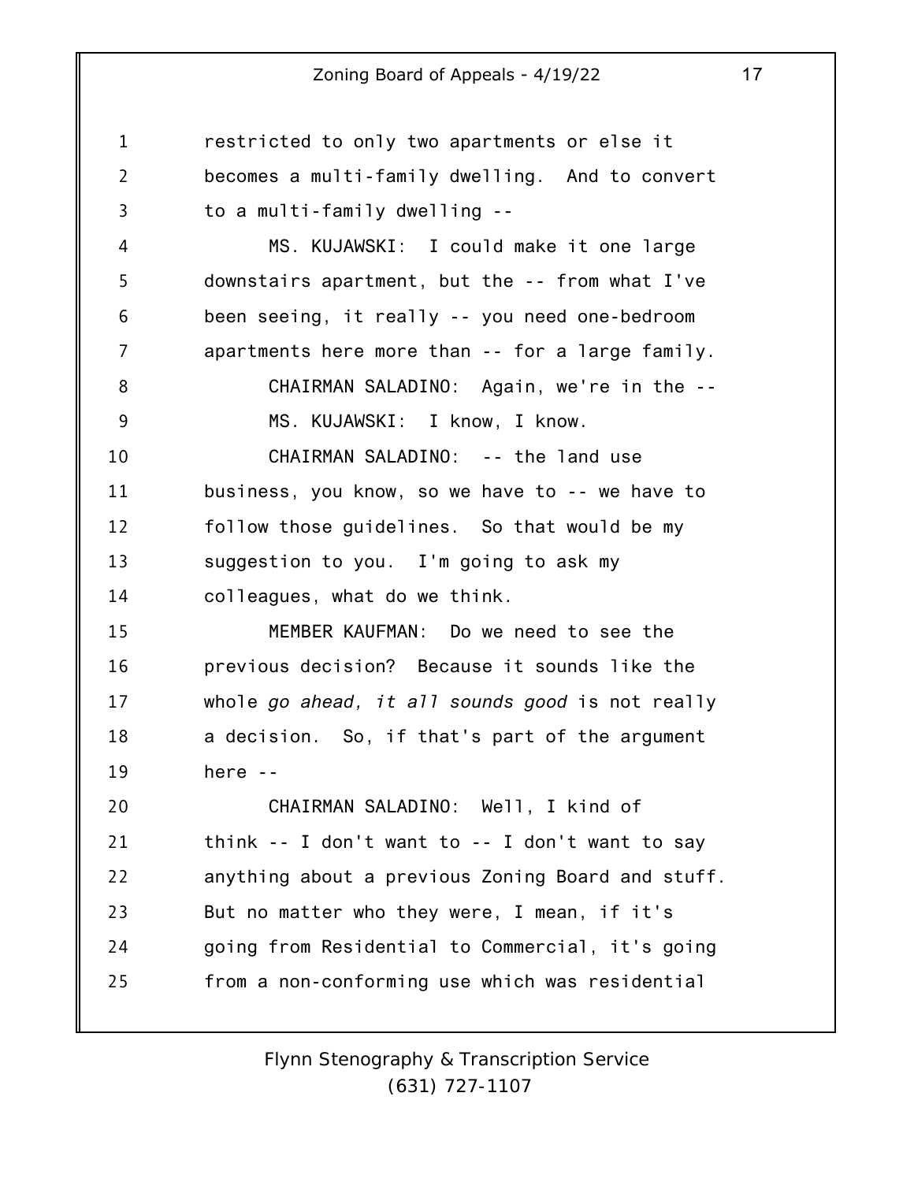restricted to only two apartments or else it becomes a multi-family dwelling. And to convert to a multi-family dwelling --

MS. KUJAWSKI: I could make it one large downstairs apartment, but the -- from what I've been seeing, it really -- you need one-bedroom apartments here more than -- for a large family.

CHAIRMAN SALADINO: Again, we're in the --

MS. KUJAWSKI: I know, I know.

CHAIRMAN SALADINO: -- the land use business, you know, so we have to -- we have to follow those guidelines. So that would be my suggestion to you. I'm going to ask my colleagues, what do we think.

MEMBER KAUFMAN: Do we need to see the previous decision? Because it sounds like the whole *go ahead, it all sounds good* is not really a decision. So, if that's part of the argument here --

CHAIRMAN SALADINO: Well, I kind of think -- I don't want to -- I don't want to say anything about a previous Zoning Board and stuff. But no matter who they were, I mean, if it's going from Residential to Commercial, it's going from a non-conforming use which was residential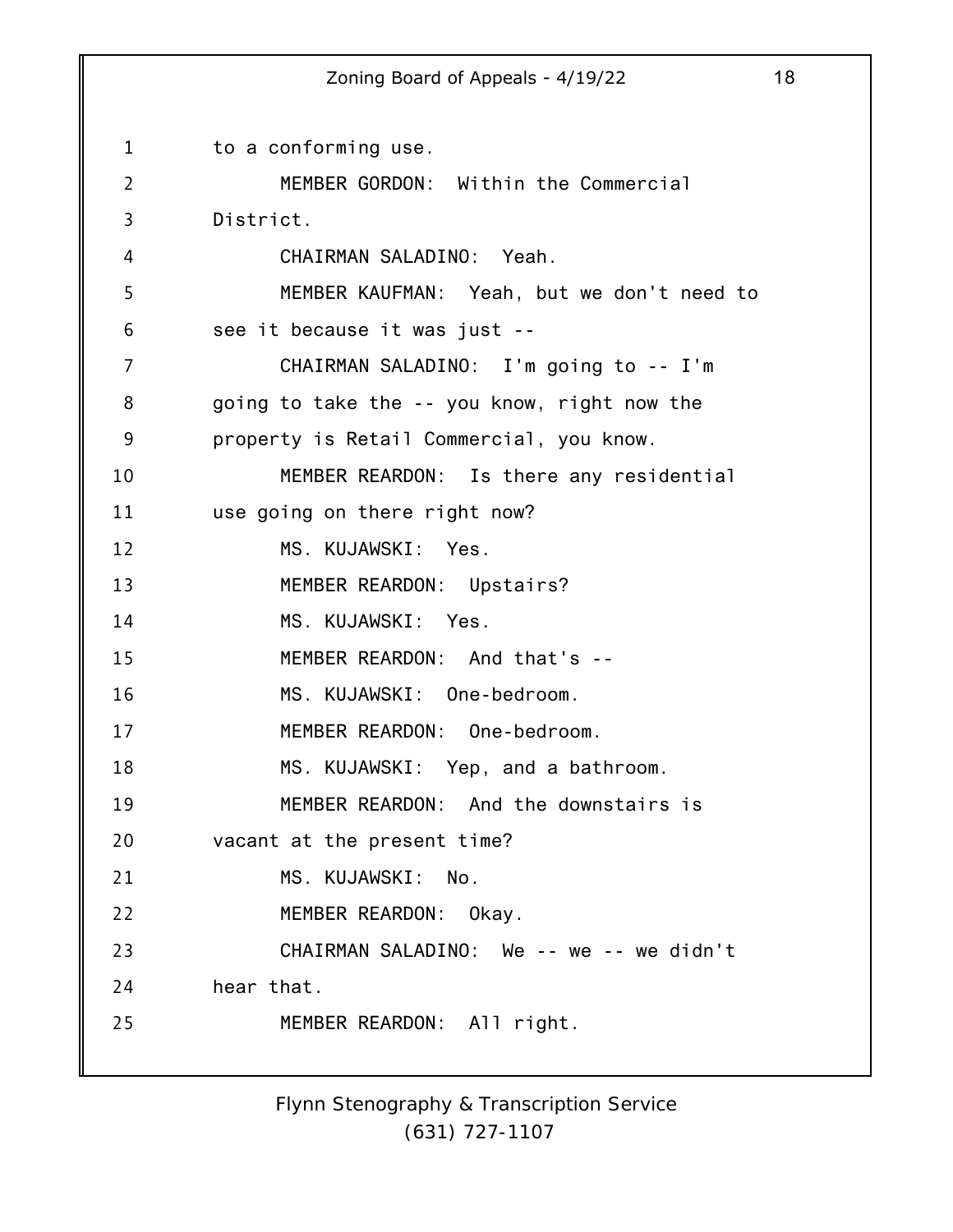to a conforming use.

MEMBER GORDON: Within the Commercial District.

CHAIRMAN SALADINO: Yeah.

MEMBER KAUFMAN: Yeah, but we don't need to see it because it was just --

CHAIRMAN SALADINO: I'm going to -- I'm going to take the -- you know, right now the property is Retail Commercial, you know.

MEMBER REARDON: Is there any residential use going on there right now?

MS. KUJAWSKI: Yes.

MEMBER REARDON: Upstairs?

MS. KUJAWSKI: Yes.

MEMBER REARDON: And that's --

MS. KUJAWSKI: One-bedroom.

MEMBER REARDON: One-bedroom.

MS. KUJAWSKI: Yep, and a bathroom.

MEMBER REARDON: And the downstairs is vacant at the present time?

MS. KUJAWSKI: No.

MEMBER REARDON: Okay.

CHAIRMAN SALADINO: We -- we -- we didn't hear that.

MEMBER REARDON: All right.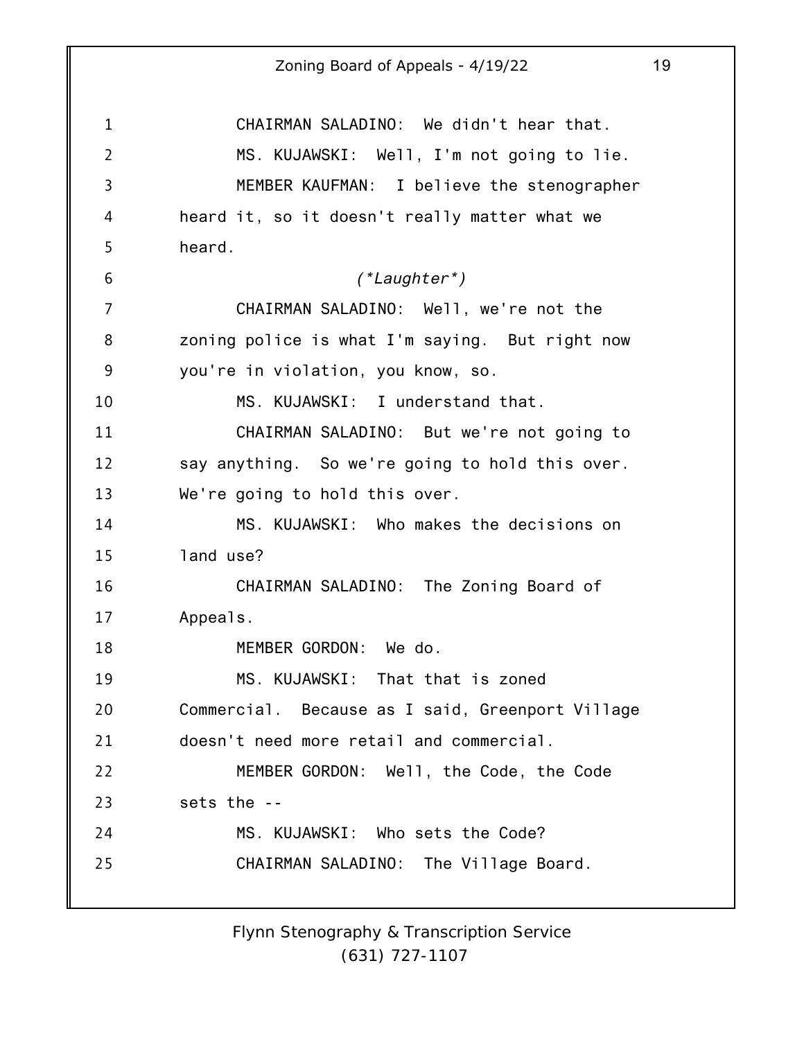CHAIRMAN SALADINO: We didn't hear that.

MS. KUJAWSKI: Well, I'm not going to lie.

MEMBER KAUFMAN: I believe the stenographer heard it, so it doesn't really matter what we heard.

*(*Laughter*)*

CHAIRMAN SALADINO: Well, we're not the zoning police is what I'm saying. But right now you're in violation, you know, so.

MS. KUJAWSKI: I understand that.

CHAIRMAN SALADINO: But we're not going to say anything. So we're going to hold this over. We're going to hold this over.

MS. KUJAWSKI: Who makes the decisions on land use?

CHAIRMAN SALADINO: The Zoning Board of Appeals.

MEMBER GORDON: We do.

MS. KUJAWSKI: That that is zoned Commercial. Because as I said, Greenport Village doesn't need more retail and commercial.

MEMBER GORDON: Well, the Code, the Code sets the --

MS. KUJAWSKI: Who sets the Code?

CHAIRMAN SALADINO: The Village Board.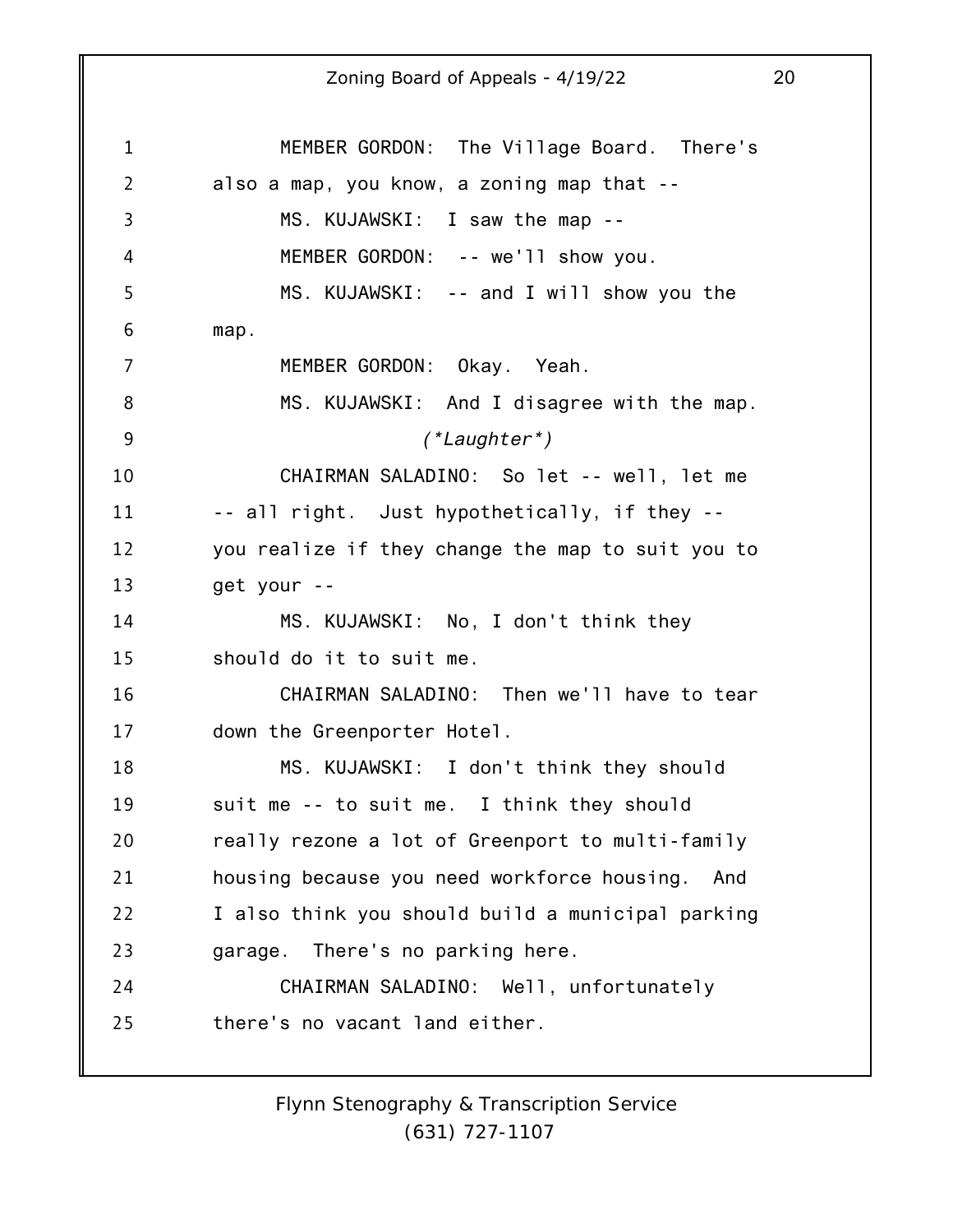MEMBER GORDON: The Village Board. There's also a map, you know, a zoning map that --

MS. KUJAWSKI: I saw the map --

MEMBER GORDON: -- we'll show you.

MS. KUJAWSKI: -- and I will show you the map.

MEMBER GORDON: Okay. Yeah.

MS. KUJAWSKI: And I disagree with the map.

*(*Laughter*)*

CHAIRMAN SALADINO: So let -- well, let me -- all right. Just hypothetically, if they -- you realize if they change the map to suit you to get your --

MS. KUJAWSKI: No, I don't think they should do it to suit me.

CHAIRMAN SALADINO: Then we'll have to tear down the Greenporter Hotel.

MS. KUJAWSKI: I don't think they should suit me -- to suit me. I think they should really rezone a lot of Greenport to multi-family housing because you need workforce housing. And I also think you should build a municipal parking garage. There's no parking here.

CHAIRMAN SALADINO: Well, unfortunately there's no vacant land either.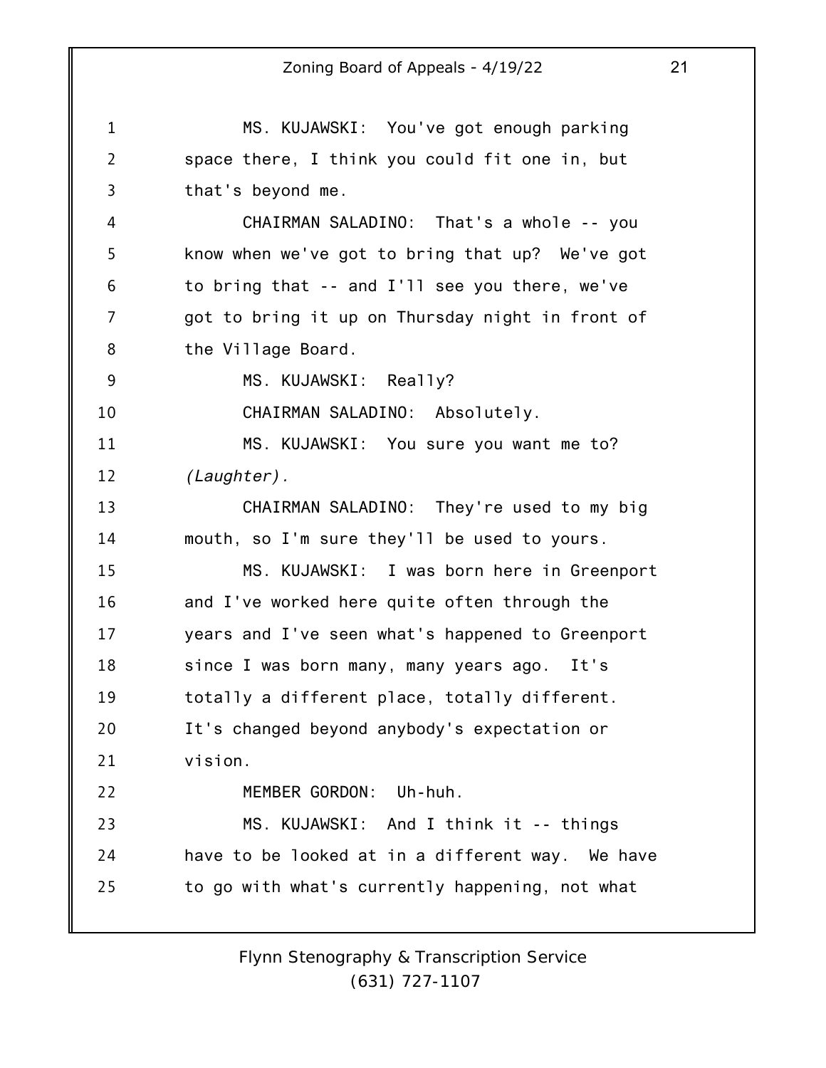MS. KUJAWSKI: You've got enough parking space there, I think you could fit one in, but that's beyond me.

CHAIRMAN SALADINO: That's a whole -- you know when we've got to bring that up? We've got to bring that -- and I'll see you there, we've got to bring it up on Thursday night in front of the Village Board.

MS. KUJAWSKI: Really?

CHAIRMAN SALADINO: Absolutely.

MS. KUJAWSKI: You sure you want me to? *(Laughter).*

CHAIRMAN SALADINO: They're used to my big mouth, so I'm sure they'll be used to yours.

MS. KUJAWSKI: I was born here in Greenport and I've worked here quite often through the years and I've seen what's happened to Greenport since I was born many, many years ago. It's totally a different place, totally different. It's changed beyond anybody's expectation or vision.

MEMBER GORDON: Uh-huh.

MS. KUJAWSKI: And I think it -- things have to be looked at in a different way. We have to go with what's currently happening, not what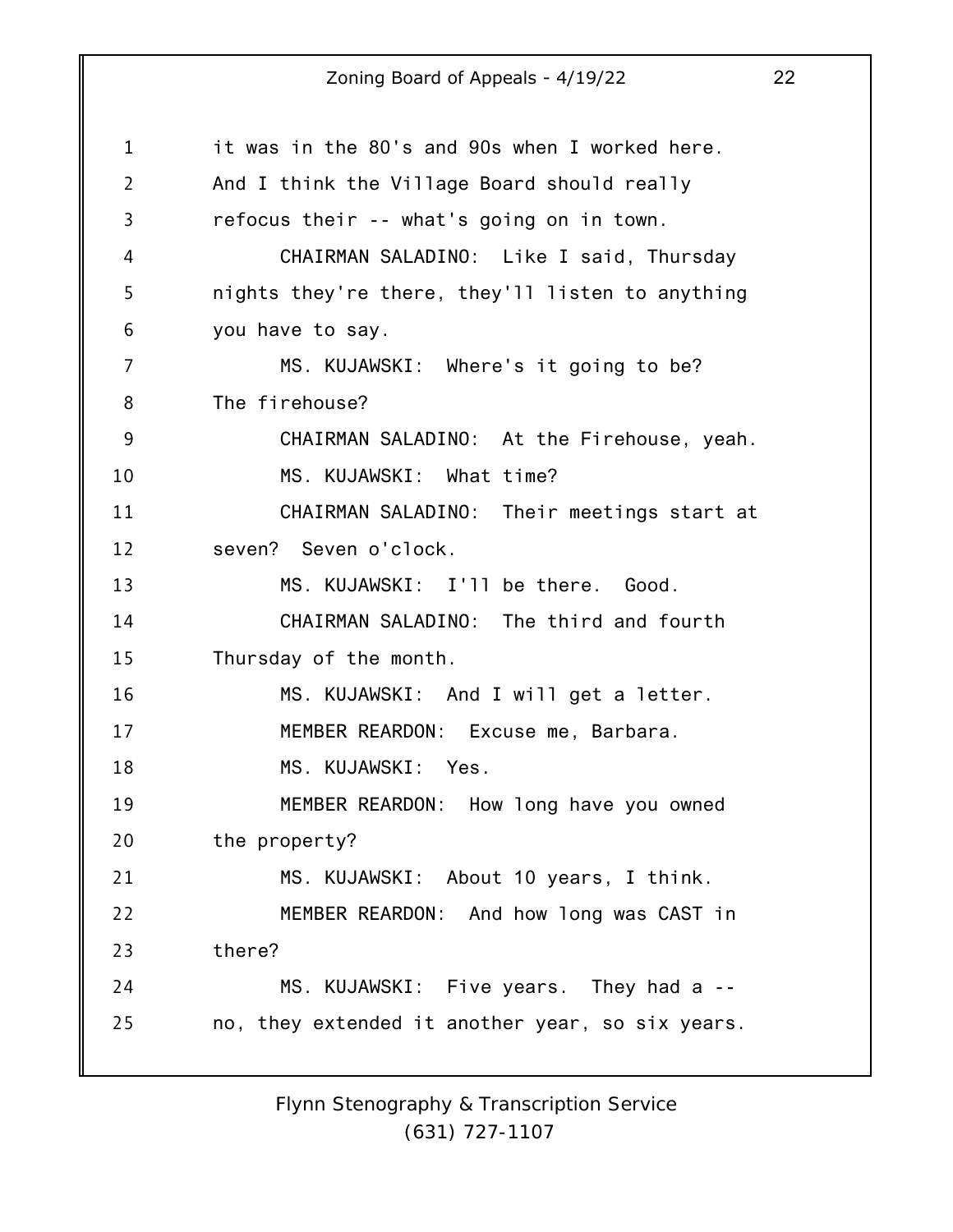it was in the 80's and 90s when I worked here. And I think the Village Board should really refocus their -- what's going on in town.

CHAIRMAN SALADINO: Like I said, Thursday nights they're there, they'll listen to anything you have to say.

MS. KUJAWSKI: Where's it going to be? The firehouse?

CHAIRMAN SALADINO: At the Firehouse, yeah.

MS. KUJAWSKI: What time?

CHAIRMAN SALADINO: Their meetings start at seven? Seven o'clock.

MS. KUJAWSKI: I'll be there. Good.

CHAIRMAN SALADINO: The third and fourth Thursday of the month.

MS. KUJAWSKI: And I will get a letter.

MEMBER REARDON: Excuse me, Barbara.

MS. KUJAWSKI: Yes.

MEMBER REARDON: How long have you owned the property?

MS. KUJAWSKI: About 10 years, I think.

MEMBER REARDON: And how long was CAST in there?

MS. KUJAWSKI: Five years. They had a -- no, they extended it another year, so six years.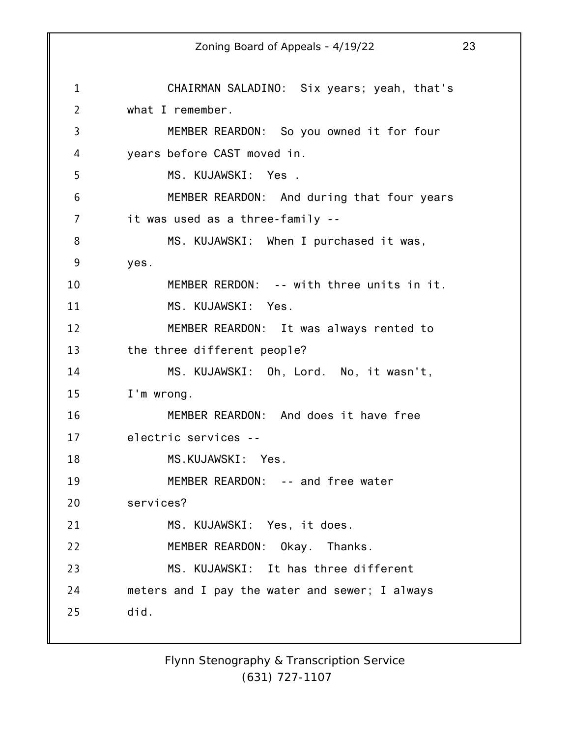CHAIRMAN SALADINO: Six years; yeah, that's what I remember.

MEMBER REARDON: So you owned it for four years before CAST moved in.

MS. KUJAWSKI: Yes .

MEMBER REARDON: And during that four years it was used as a three-family --

MS. KUJAWSKI: When I purchased it was, yes.

MEMBER RERDON: -- with three units in it.

MS. KUJAWSKI: Yes.

MEMBER REARDON: It was always rented to the three different people?

MS. KUJAWSKI: Oh, Lord. No, it wasn't, I'm wrong.

MEMBER REARDON: And does it have free electric services --

MS.KUJAWSKI: Yes.

MEMBER REARDON: -- and free water services?

MS. KUJAWSKI: Yes, it does.

MEMBER REARDON: Okay. Thanks.

MS. KUJAWSKI: It has three different meters and I pay the water and sewer; I always did.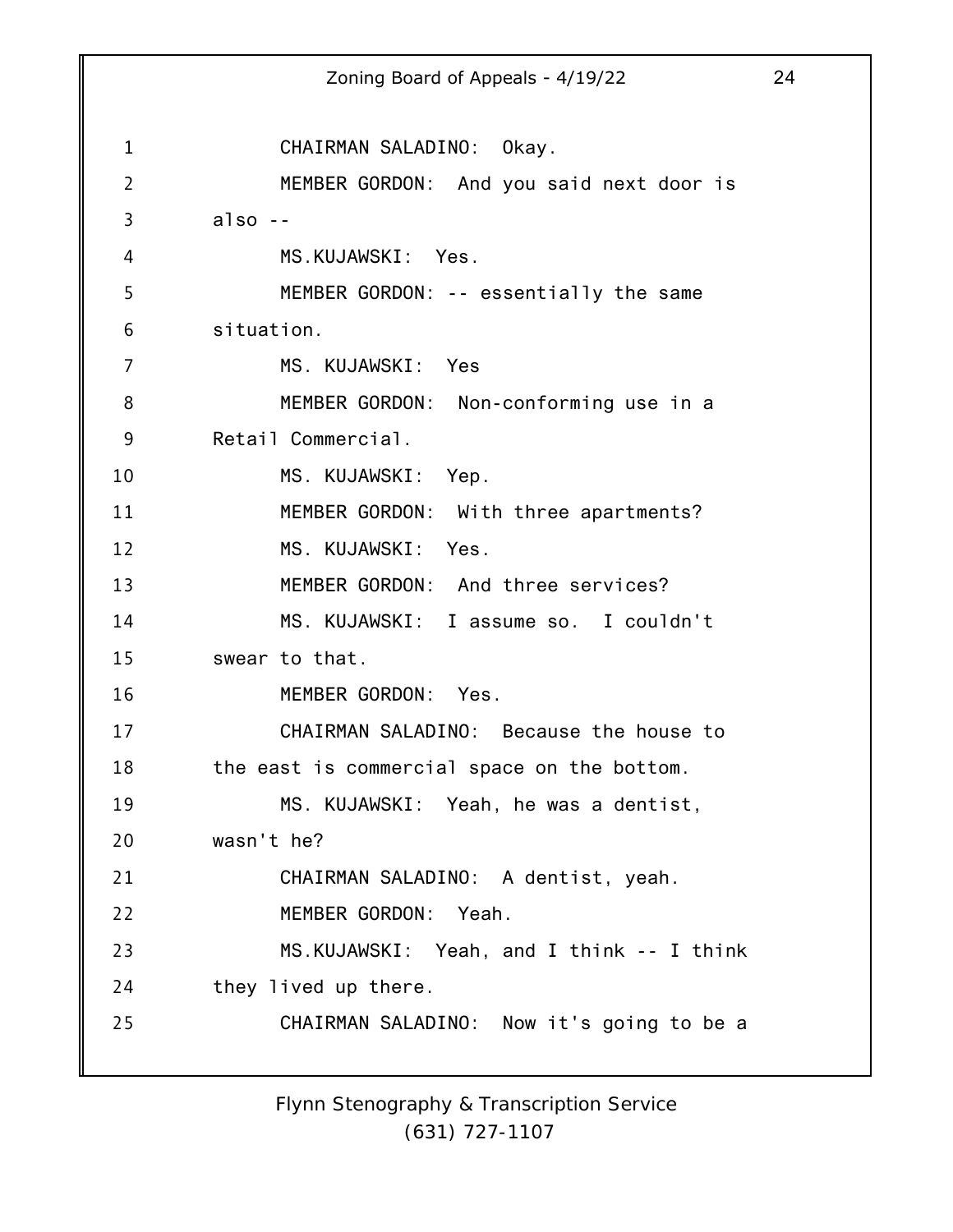CHAIRMAN SALADINO: Okay.

MEMBER GORDON: And you said next door is also --

MS.KUJAWSKI: Yes.

MEMBER GORDON: -- essentially the same situation.

MS. KUJAWSKI: Yes

MEMBER GORDON: Non-conforming use in a Retail Commercial.

MS. KUJAWSKI: Yep.

MEMBER GORDON: With three apartments?

MS. KUJAWSKI: Yes.

MEMBER GORDON: And three services?

MS. KUJAWSKI: I assume so. I couldn't swear to that.

MEMBER GORDON: Yes.

CHAIRMAN SALADINO: Because the house to the east is commercial space on the bottom.

MS. KUJAWSKI: Yeah, he was a dentist, wasn't he?

CHAIRMAN SALADINO: A dentist, yeah.

MEMBER GORDON: Yeah.

MS.KUJAWSKI: Yeah, and I think -- I think they lived up there.

CHAIRMAN SALADINO: Now it's going to be a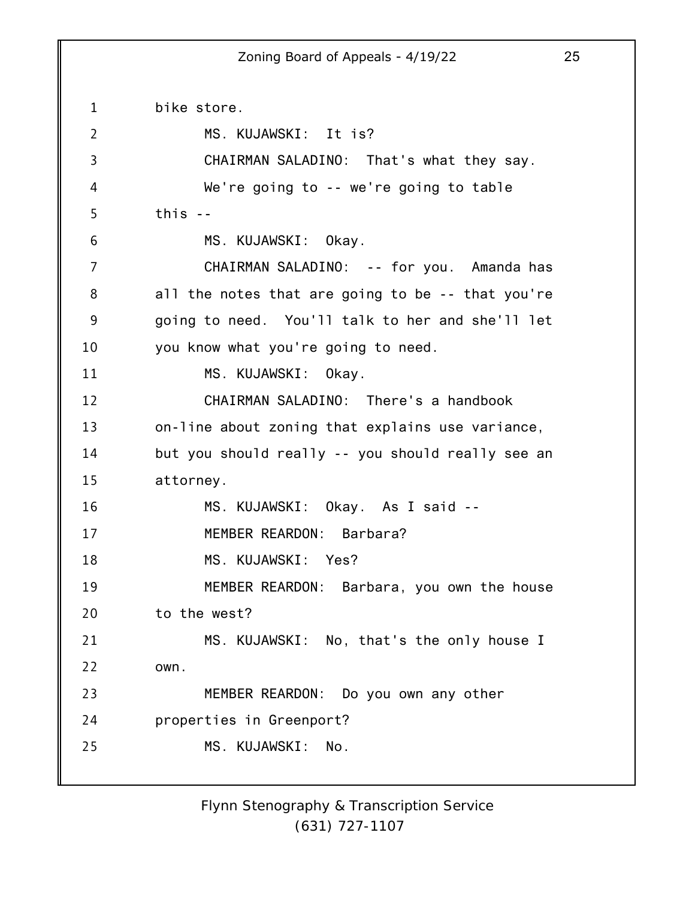bike store.

MS. KUJAWSKI: It is?

CHAIRMAN SALADINO: That's what they say.

We're going to -- we're going to table this --

MS. KUJAWSKI: Okay.

CHAIRMAN SALADINO: -- for you. Amanda has all the notes that are going to be -- that you're going to need. You'll talk to her and she'll let you know what you're going to need.

MS. KUJAWSKI: Okay.

CHAIRMAN SALADINO: There's a handbook on-line about zoning that explains use variance, but you should really -- you should really see an attorney.

MS. KUJAWSKI: Okay. As I said --

MEMBER REARDON: Barbara?

MS. KUJAWSKI: Yes?

MEMBER REARDON: Barbara, you own the house to the west?

MS. KUJAWSKI: No, that's the only house I own.

MEMBER REARDON: Do you own any other properties in Greenport?

MS. KUJAWSKI: No.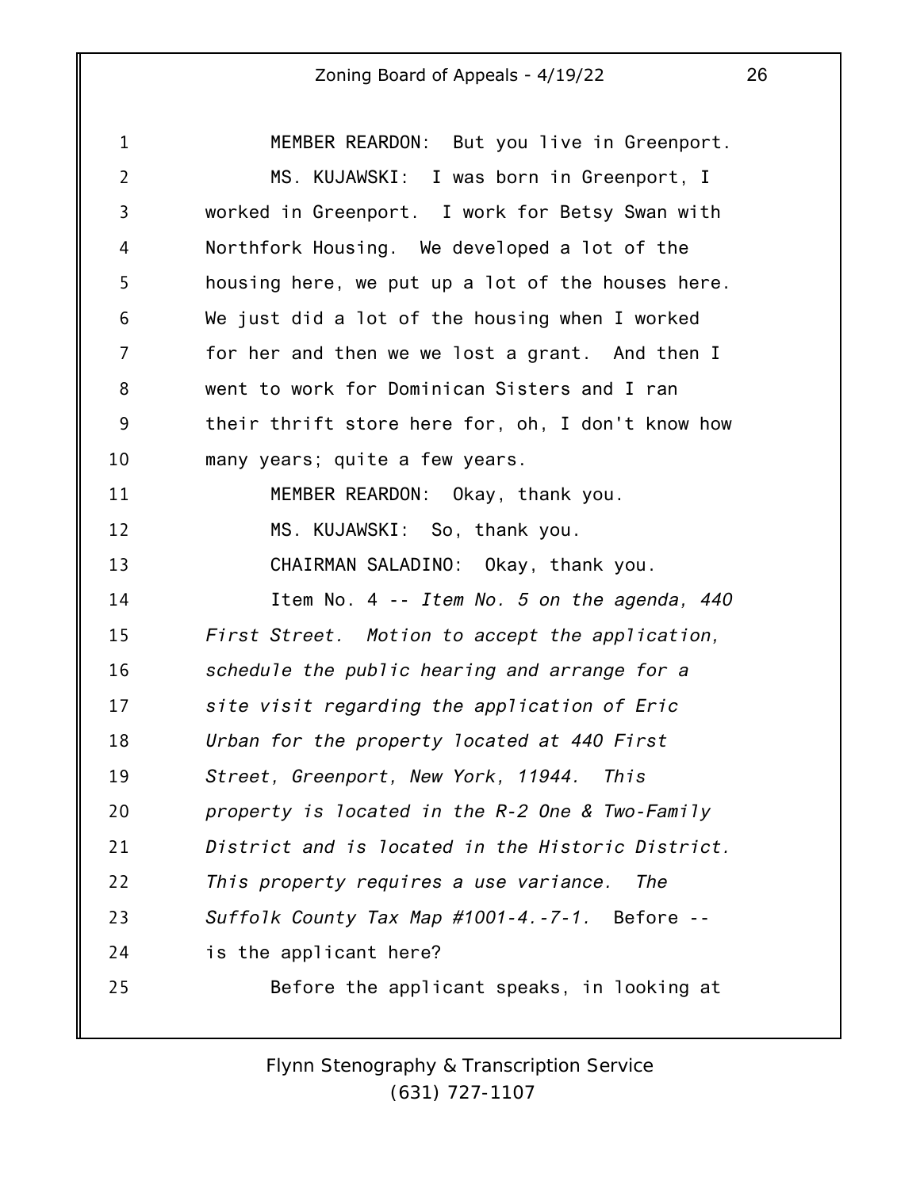MEMBER REARDON: But you live in Greenport.

MS. KUJAWSKI: I was born in Greenport, I worked in Greenport. I work for Betsy Swan with Northfork Housing. We developed a lot of the housing here, we put up a lot of the houses here. We just did a lot of the housing when I worked for her and then we we lost a grant. And then I went to work for Dominican Sisters and I ran their thrift store here for, oh, I don't know how many years; quite a few years.

MEMBER REARDON: Okay, thank you.

MS. KUJAWSKI: So, thank you.

CHAIRMAN SALADINO: Okay, thank you.

Item No. 4 -- *Item No. 5 on the agenda, 440 First Street. Motion to accept the application, schedule the public hearing and arrange for a site visit regarding the application of Eric Urban for the property located at 440 First Street, Greenport, New York, 11944. This property is located in the R-2 One & Two-Family District and is located in the Historic District. This property requires a use variance. The Suffolk County Tax Map #1001-4.-7-1.* Before -- is the applicant here?

Before the applicant speaks, in looking at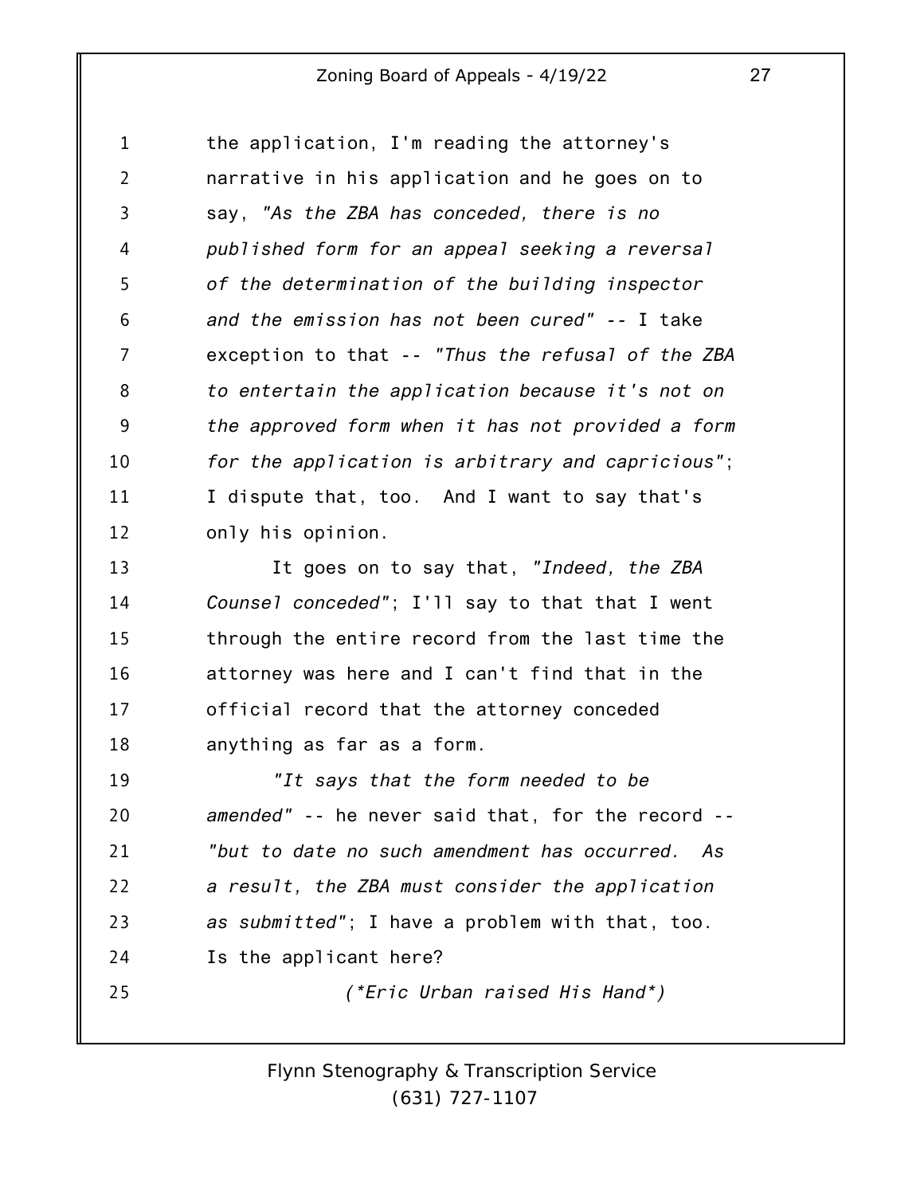the application, I'm reading the attorney's narrative in his application and he goes on to say, *"As the ZBA has conceded, there is no published form for an appeal seeking a reversal of the determination of the building inspector and the emission has not been cured"* -- I take exception to that -- *"Thus the refusal of the ZBA to entertain the application because it's not on the approved form when it has not provided a form for the application is arbitrary and capricious"*; I dispute that, too. And I want to say that's only his opinion.

It goes on to say that, *"Indeed, the ZBA Counsel conceded"*; I'll say to that that I went through the entire record from the last time the attorney was here and I can't find that in the official record that the attorney conceded anything as far as a form.

*"It says that the form needed to be amended"* -- he never said that, for the record -- *"but to date no such amendment has occurred. As a result, the ZBA must consider the application as submitted"*; I have a problem with that, too. Is the applicant here?

*(\*Eric Urban raised His Hand\*)*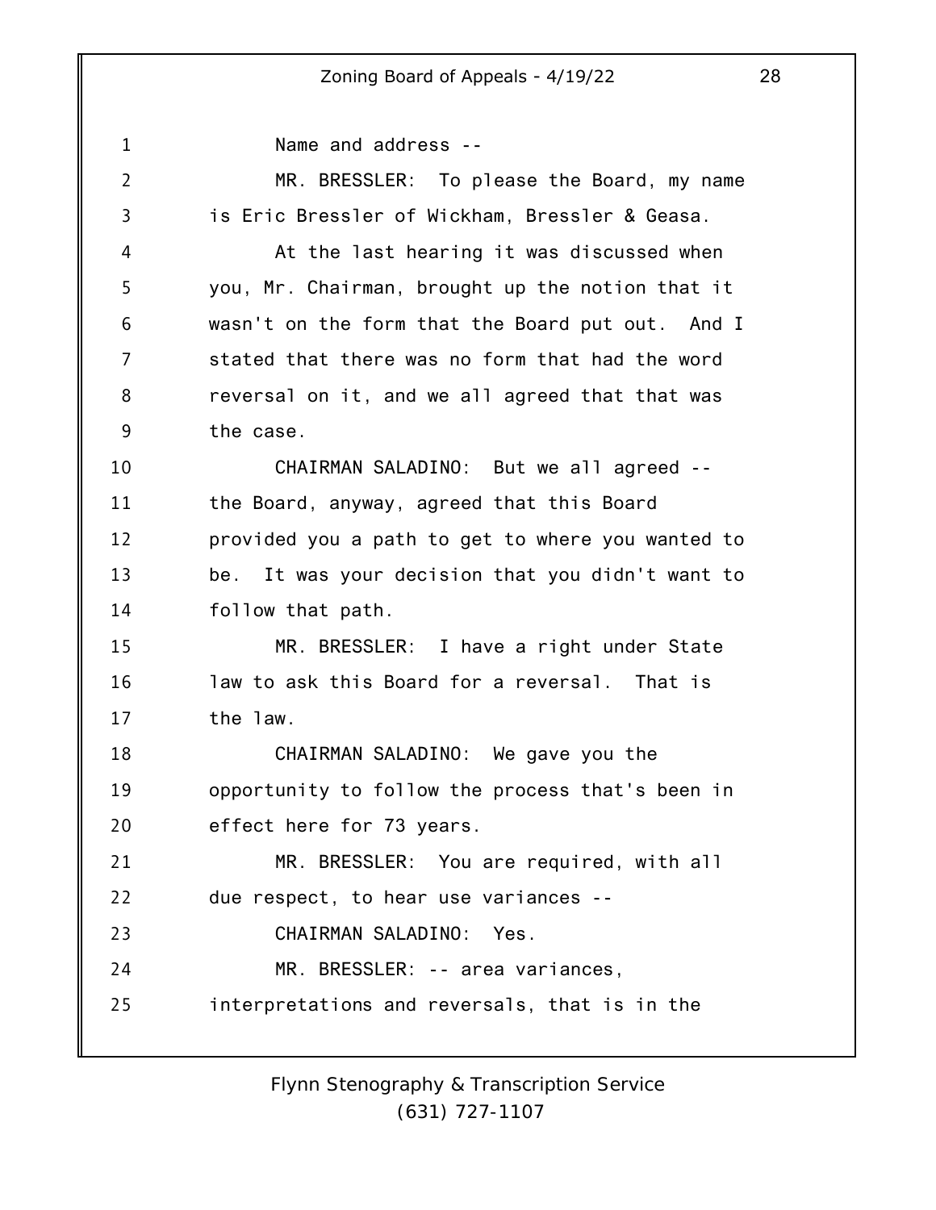Name and address --

MR. BRESSLER: To please the Board, my name is Eric Bressler of Wickham, Bressler & Geasa.

At the last hearing it was discussed when you, Mr. Chairman, brought up the notion that it wasn't on the form that the Board put out. And I stated that there was no form that had the word reversal on it, and we all agreed that that was the case.

CHAIRMAN SALADINO: But we all agreed -- the Board, anyway, agreed that this Board provided you a path to get to where you wanted to be. It was your decision that you didn't want to follow that path.

MR. BRESSLER: I have a right under State law to ask this Board for a reversal. That is the law.

CHAIRMAN SALADINO: We gave you the opportunity to follow the process that's been in effect here for 73 years.

MR. BRESSLER: You are required, with all due respect, to hear use variances --

CHAIRMAN SALADINO: Yes.

MR. BRESSLER: -- area variances, interpretations and reversals, that is in the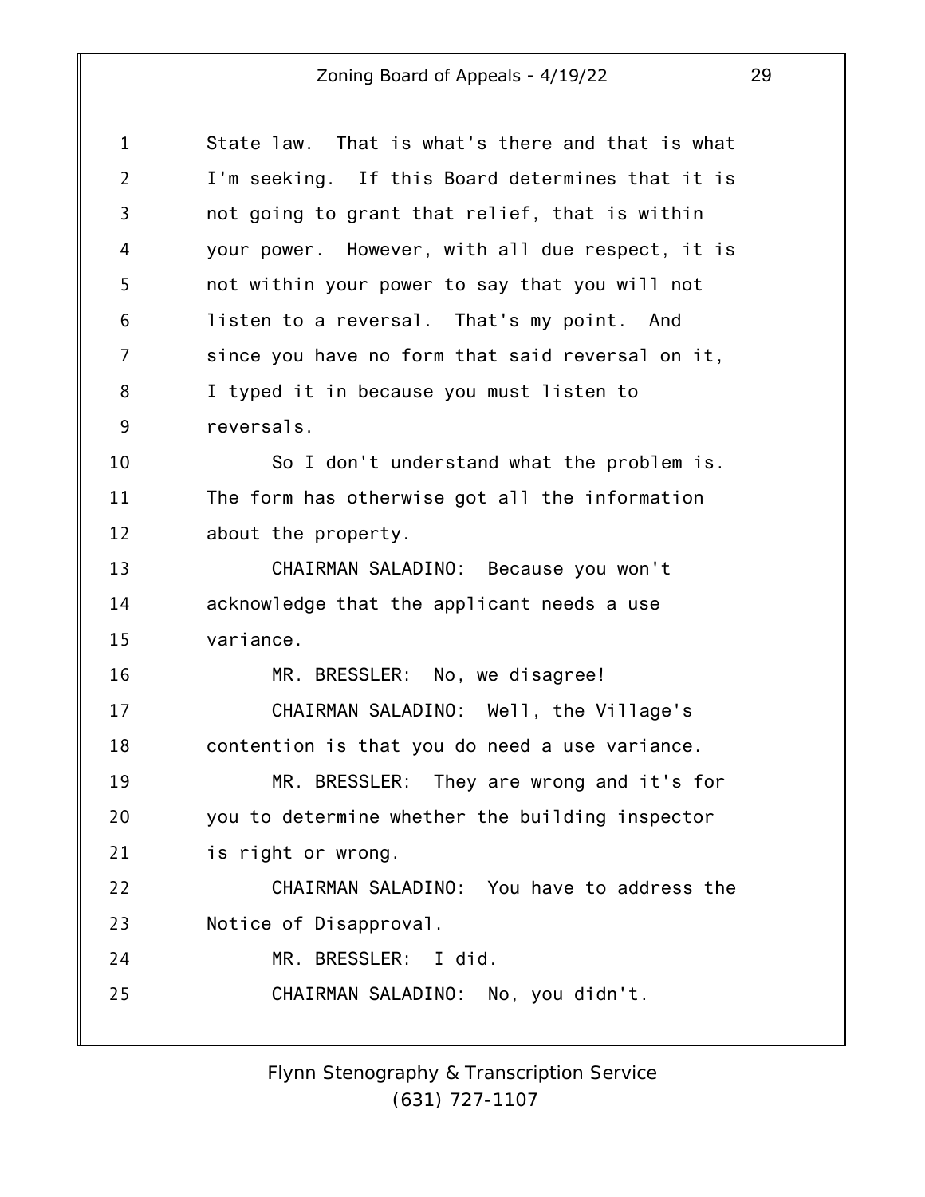State law. That is what's there and that is what I'm seeking. If this Board determines that it is not going to grant that relief, that is within your power. However, with all due respect, it is not within your power to say that you will not listen to a reversal. That's my point. And since you have no form that said reversal on it, I typed it in because you must listen to reversals.

So I don't understand what the problem is. The form has otherwise got all the information about the property.

CHAIRMAN SALADINO: Because you won't acknowledge that the applicant needs a use variance.

MR. BRESSLER: No, we disagree!

CHAIRMAN SALADINO: Well, the Village's contention is that you do need a use variance.

MR. BRESSLER: They are wrong and it's for you to determine whether the building inspector is right or wrong.

CHAIRMAN SALADINO: You have to address the Notice of Disapproval.

MR. BRESSLER: I did.

CHAIRMAN SALADINO: No, you didn't.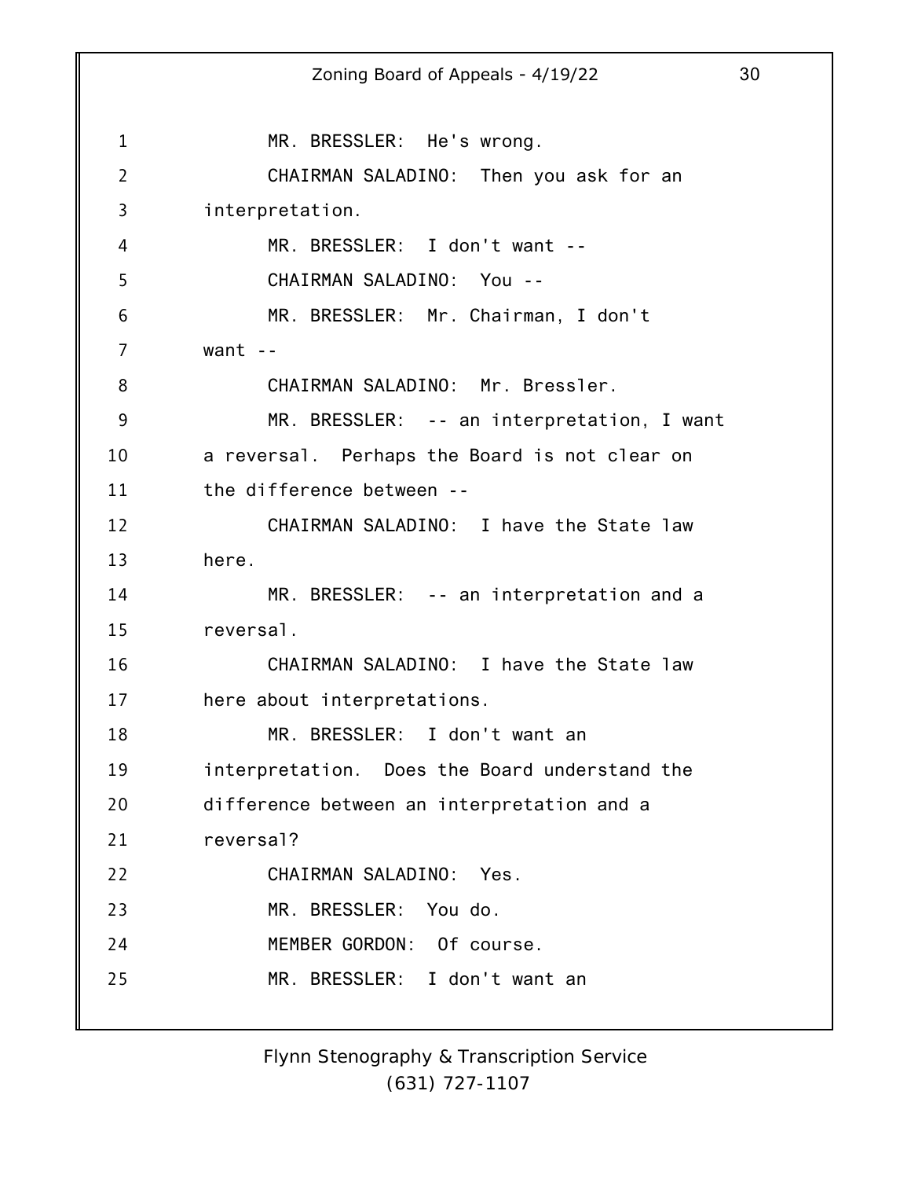MR. BRESSLER: He's wrong.

CHAIRMAN SALADINO: Then you ask for an interpretation.

MR. BRESSLER: I don't want --

CHAIRMAN SALADINO: You --

MR. BRESSLER: Mr. Chairman, I don't want --

CHAIRMAN SALADINO: Mr. Bressler.

MR. BRESSLER: -- an interpretation, I want a reversal. Perhaps the Board is not clear on the difference between --

CHAIRMAN SALADINO: I have the State law here.

MR. BRESSLER: -- an interpretation and a reversal.

CHAIRMAN SALADINO: I have the State law here about interpretations.

MR. BRESSLER: I don't want an interpretation. Does the Board understand the difference between an interpretation and a reversal?

CHAIRMAN SALADINO: Yes.

MR. BRESSLER: You do.

MEMBER GORDON: Of course.

MR. BRESSLER: I don't want an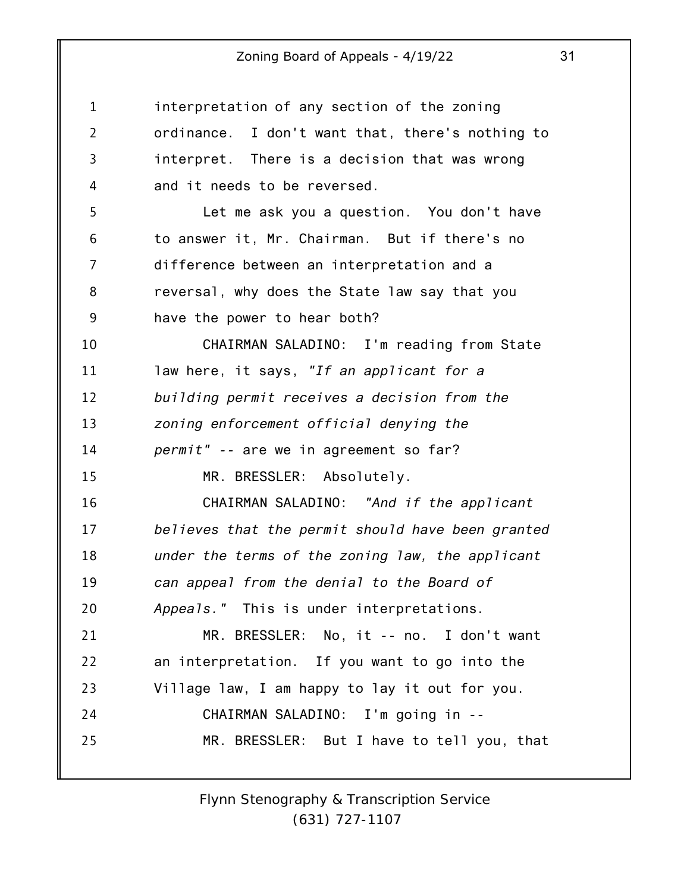interpretation of any section of the zoning ordinance. I don't want that, there's nothing to interpret. There is a decision that was wrong and it needs to be reversed.

Let me ask you a question. You don't have to answer it, Mr. Chairman. But if there's no difference between an interpretation and a reversal, why does the State law say that you have the power to hear both?

CHAIRMAN SALADINO: I'm reading from State law here, it says, *"If an applicant for a building permit receives a decision from the zoning enforcement official denying the permit"* -- are we in agreement so far?

MR. BRESSLER: Absolutely.

CHAIRMAN SALADINO: *"And if the applicant believes that the permit should have been granted under the terms of the zoning law, the applicant can appeal from the denial to the Board of Appeals."* This is under interpretations.

MR. BRESSLER: No, it -- no. I don't want an interpretation. If you want to go into the Village law, I am happy to lay it out for you.

CHAIRMAN SALADINO: I'm going in --

MR. BRESSLER: But I have to tell you, that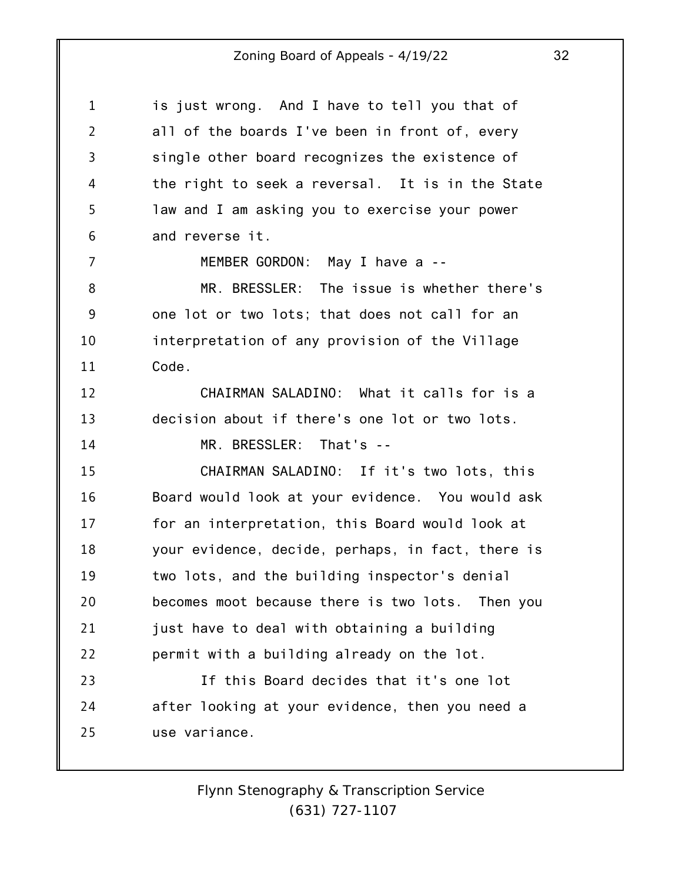is just wrong. And I have to tell you that of all of the boards I've been in front of, every single other board recognizes the existence of the right to seek a reversal. It is in the State law and I am asking you to exercise your power and reverse it.

MEMBER GORDON: May I have a --

MR. BRESSLER: The issue is whether there's one lot or two lots; that does not call for an interpretation of any provision of the Village Code.

CHAIRMAN SALADINO: What it calls for is a decision about if there's one lot or two lots.

MR. BRESSLER: That's --

CHAIRMAN SALADINO: If it's two lots, this Board would look at your evidence. You would ask for an interpretation, this Board would look at your evidence, decide, perhaps, in fact, there is two lots, and the building inspector's denial becomes moot because there is two lots. Then you just have to deal with obtaining a building permit with a building already on the lot.

If this Board decides that it's one lot after looking at your evidence, then you need a use variance.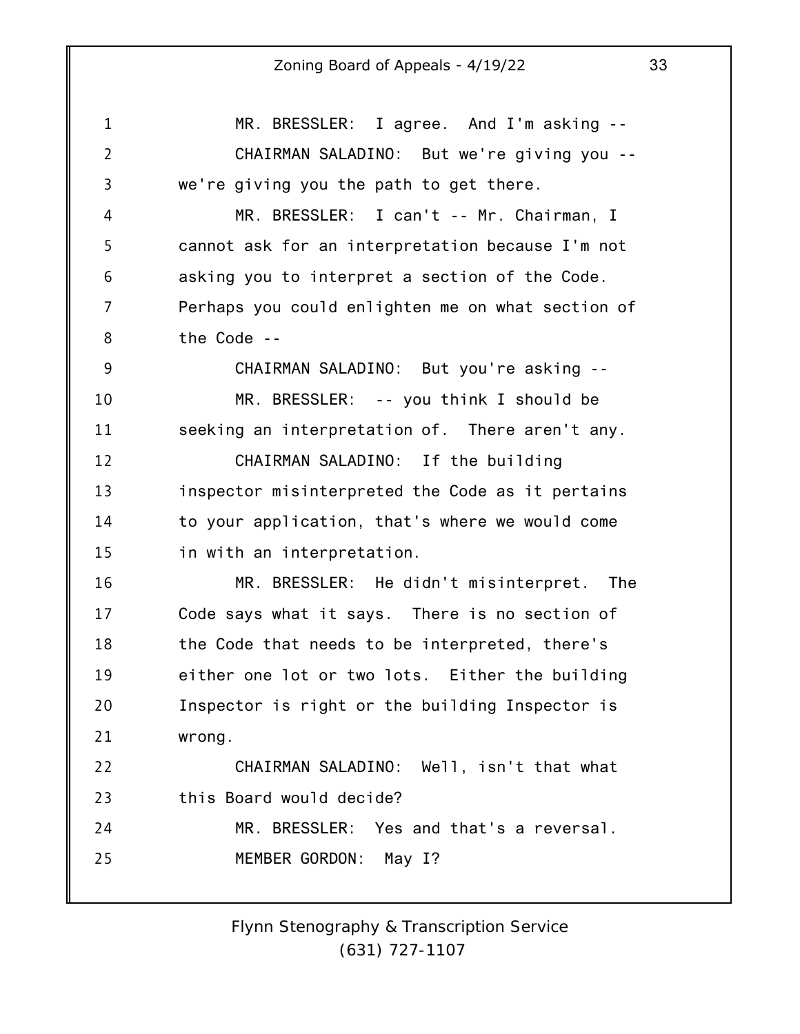MR. BRESSLER: I agree. And I'm asking --

CHAIRMAN SALADINO: But we're giving you -- we're giving you the path to get there.

MR. BRESSLER: I can't -- Mr. Chairman, I cannot ask for an interpretation because I'm not asking you to interpret a section of the Code. Perhaps you could enlighten me on what section of the Code --

CHAIRMAN SALADINO: But you're asking --

MR. BRESSLER: -- you think I should be seeking an interpretation of. There aren't any.

CHAIRMAN SALADINO: If the building inspector misinterpreted the Code as it pertains to your application, that's where we would come in with an interpretation.

MR. BRESSLER: He didn't misinterpret. The Code says what it says. There is no section of the Code that needs to be interpreted, there's either one lot or two lots. Either the building Inspector is right or the building Inspector is wrong.

CHAIRMAN SALADINO: Well, isn't that what this Board would decide?

MR. BRESSLER: Yes and that's a reversal.

MEMBER GORDON: May I?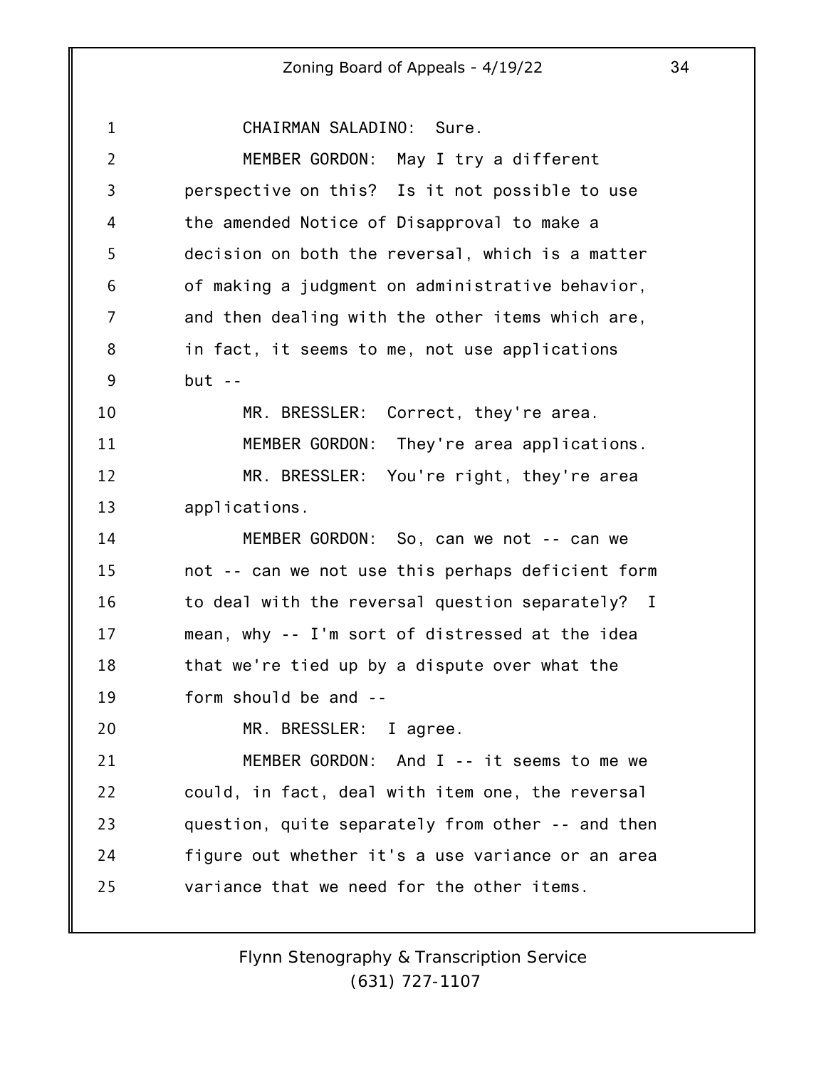CHAIRMAN SALADINO: Sure.

MEMBER GORDON: May I try a different perspective on this? Is it not possible to use the amended Notice of Disapproval to make a decision on both the reversal, which is a matter of making a judgment on administrative behavior, and then dealing with the other items which are, in fact, it seems to me, not use applications but --

MR. BRESSLER: Correct, they're area.

MEMBER GORDON: They're area applications.

MR. BRESSLER: You're right, they're area applications.

MEMBER GORDON: So, can we not -- can we not -- can we not use this perhaps deficient form to deal with the reversal question separately? I mean, why -- I'm sort of distressed at the idea that we're tied up by a dispute over what the form should be and --

MR. BRESSLER: I agree.

MEMBER GORDON: And I -- it seems to me we could, in fact, deal with item one, the reversal question, quite separately from other -- and then figure out whether it's a use variance or an area variance that we need for the other items.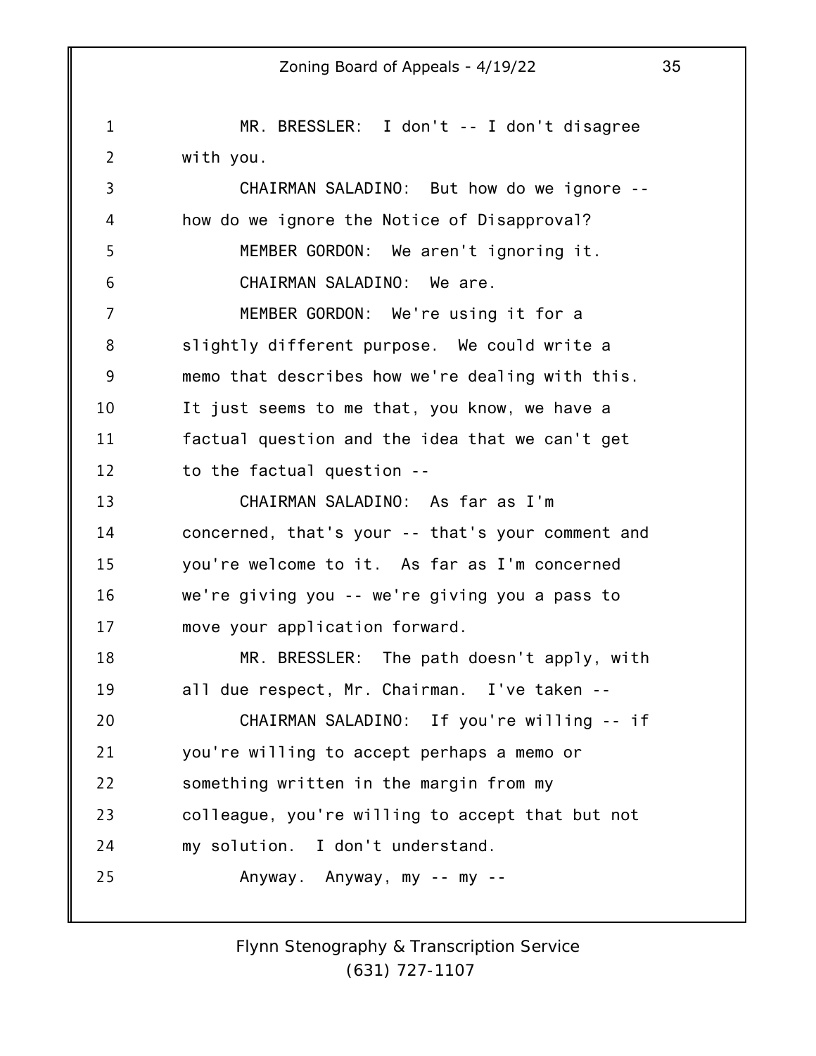MR. BRESSLER: I don't -- I don't disagree with you.

CHAIRMAN SALADINO: But how do we ignore -- how do we ignore the Notice of Disapproval?

MEMBER GORDON: We aren't ignoring it.

CHAIRMAN SALADINO: We are.

MEMBER GORDON: We're using it for a slightly different purpose. We could write a memo that describes how we're dealing with this. It just seems to me that, you know, we have a factual question and the idea that we can't get to the factual question --

CHAIRMAN SALADINO: As far as I'm concerned, that's your -- that's your comment and you're welcome to it. As far as I'm concerned we're giving you -- we're giving you a pass to move your application forward.

MR. BRESSLER: The path doesn't apply, with all due respect, Mr. Chairman. I've taken --

CHAIRMAN SALADINO: If you're willing -- if you're willing to accept perhaps a memo or something written in the margin from my colleague, you're willing to accept that but not my solution. I don't understand.

Anyway. Anyway, my -- my --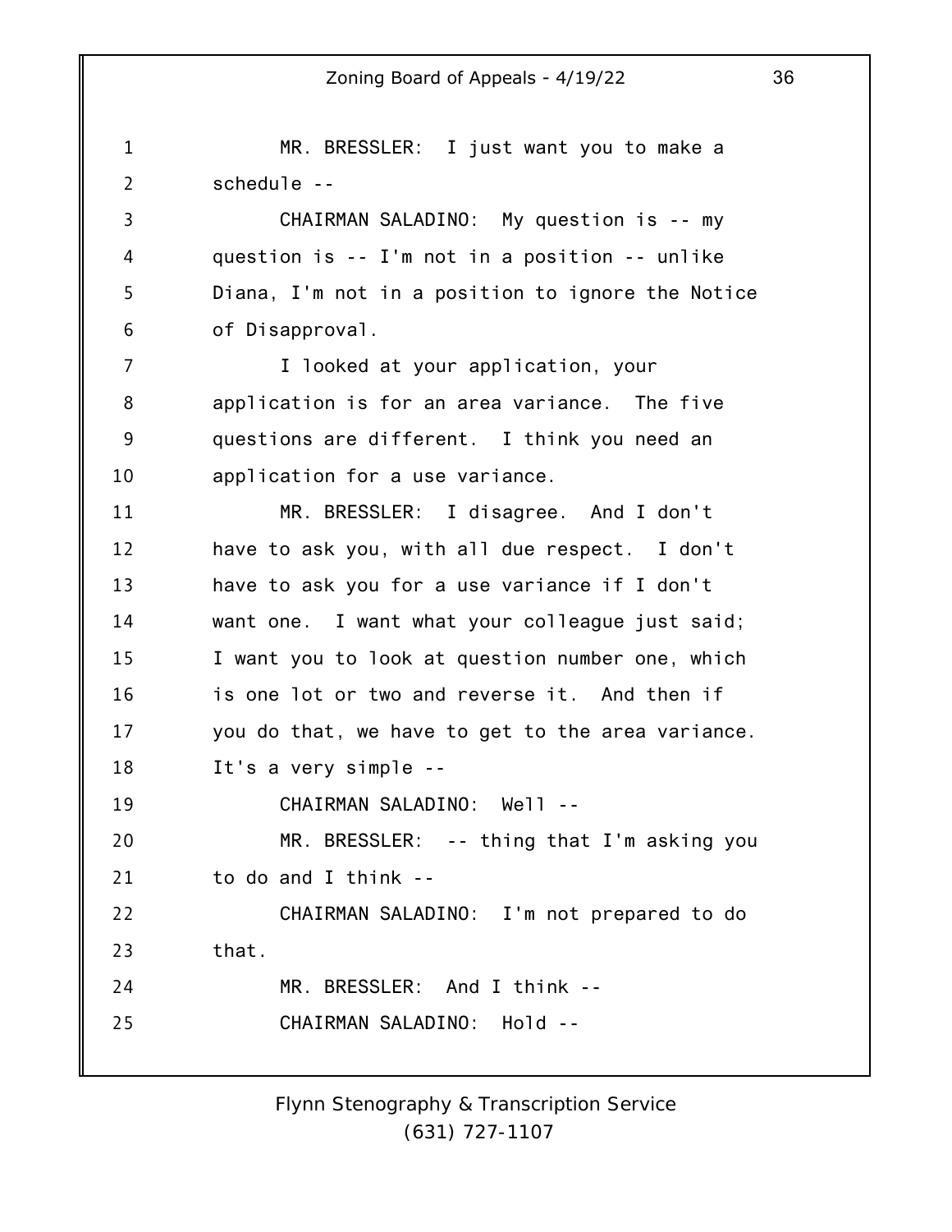MR. BRESSLER: I just want you to make a schedule --

CHAIRMAN SALADINO: My question is -- my question is -- I'm not in a position -- unlike Diana, I'm not in a position to ignore the Notice of Disapproval.

I looked at your application, your application is for an area variance. The five questions are different. I think you need an application for a use variance.

MR. BRESSLER: I disagree. And I don't have to ask you, with all due respect. I don't have to ask you for a use variance if I don't want one. I want what your colleague just said; I want you to look at question number one, which is one lot or two and reverse it. And then if you do that, we have to get to the area variance. It's a very simple --

CHAIRMAN SALADINO: Well --

MR. BRESSLER: -- thing that I'm asking you to do and I think --

CHAIRMAN SALADINO: I'm not prepared to do that.

MR. BRESSLER: And I think --

CHAIRMAN SALADINO: Hold --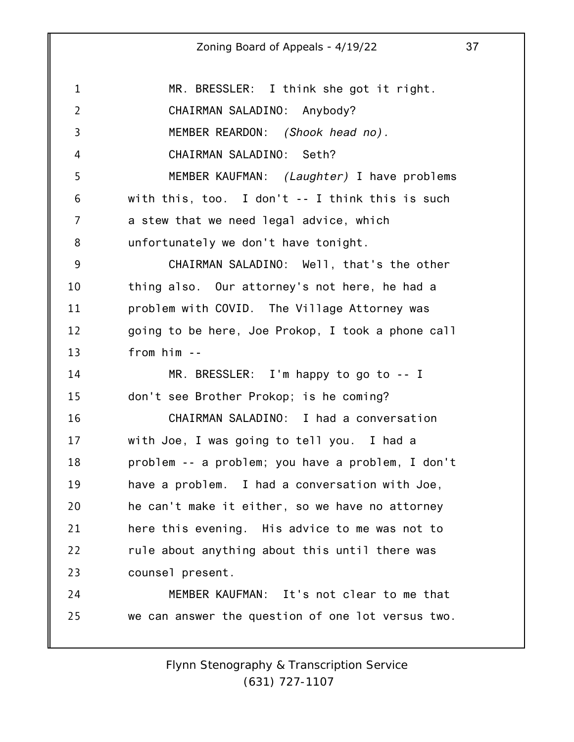MR. BRESSLER: I think she got it right.

CHAIRMAN SALADINO: Anybody?

MEMBER REARDON: *(Shook head no).*

CHAIRMAN SALADINO: Seth?

MEMBER KAUFMAN: *(Laughter)* I have problems with this, too. I don't -- I think this is such a stew that we need legal advice, which unfortunately we don't have tonight.

CHAIRMAN SALADINO: Well, that's the other thing also. Our attorney's not here, he had a problem with COVID. The Village Attorney was going to be here, Joe Prokop, I took a phone call from him --

MR. BRESSLER: I'm happy to go to -- I don't see Brother Prokop; is he coming?

CHAIRMAN SALADINO: I had a conversation with Joe, I was going to tell you. I had a problem -- a problem; you have a problem, I don't have a problem. I had a conversation with Joe, he can't make it either, so we have no attorney here this evening. His advice to me was not to rule about anything about this until there was counsel present.

MEMBER KAUFMAN: It's not clear to me that we can answer the question of one lot versus two.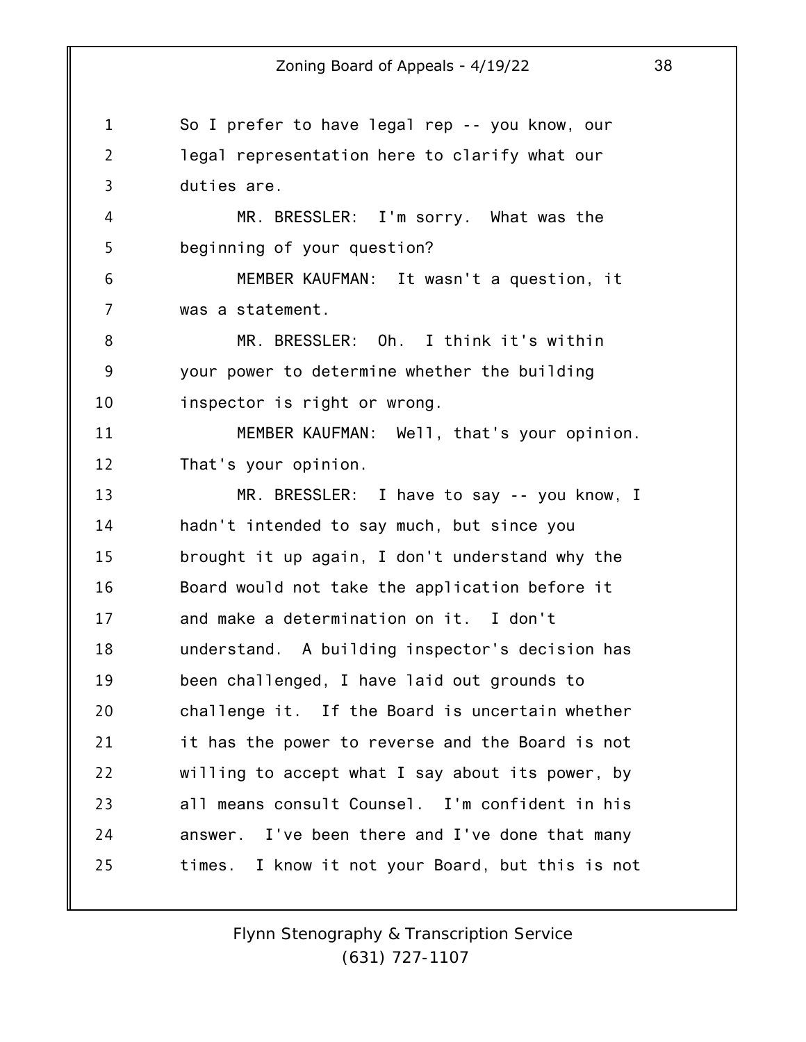So I prefer to have legal rep -- you know, our legal representation here to clarify what our duties are.

MR. BRESSLER: I'm sorry. What was the beginning of your question?

MEMBER KAUFMAN: It wasn't a question, it was a statement.

MR. BRESSLER: Oh. I think it's within your power to determine whether the building inspector is right or wrong.

MEMBER KAUFMAN: Well, that's your opinion. That's your opinion.

MR. BRESSLER: I have to say -- you know, I hadn't intended to say much, but since you brought it up again, I don't understand why the Board would not take the application before it and make a determination on it. I don't understand. A building inspector's decision has been challenged, I have laid out grounds to challenge it. If the Board is uncertain whether it has the power to reverse and the Board is not willing to accept what I say about its power, by all means consult Counsel. I'm confident in his answer. I've been there and I've done that many times. I know it not your Board, but this is not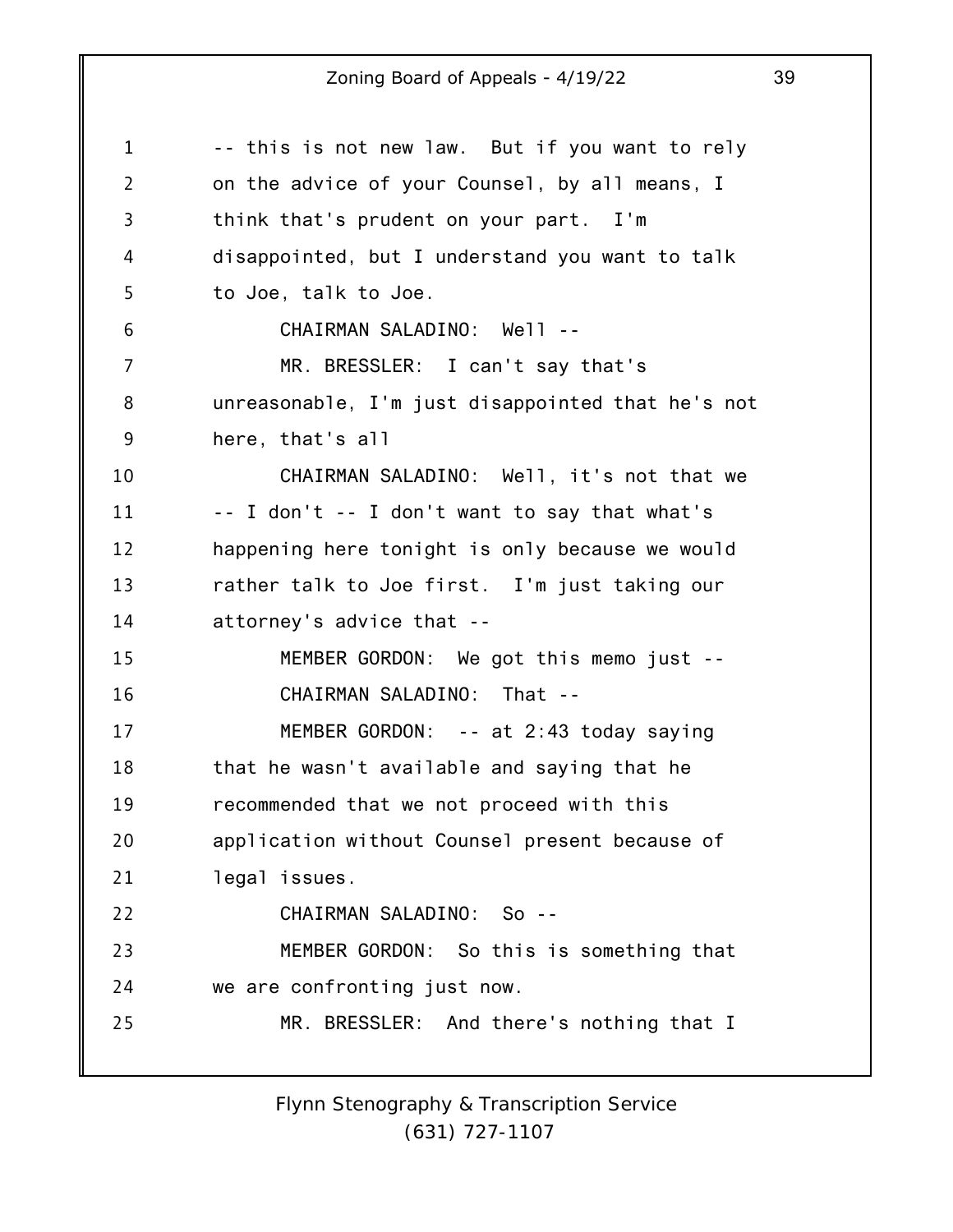-- this is not new law. But if you want to rely on the advice of your Counsel, by all means, I think that's prudent on your part. I'm disappointed, but I understand you want to talk to Joe, talk to Joe.

CHAIRMAN SALADINO: Well --

MR. BRESSLER: I can't say that's unreasonable, I'm just disappointed that he's not here, that's all

CHAIRMAN SALADINO: Well, it's not that we -- I don't -- I don't want to say that what's happening here tonight is only because we would rather talk to Joe first. I'm just taking our attorney's advice that --

MEMBER GORDON: We got this memo just --

CHAIRMAN SALADINO: That --

MEMBER GORDON: -- at 2:43 today saying that he wasn't available and saying that he recommended that we not proceed with this application without Counsel present because of legal issues.

CHAIRMAN SALADINO: So --

MEMBER GORDON: So this is something that we are confronting just now.

MR. BRESSLER: And there's nothing that I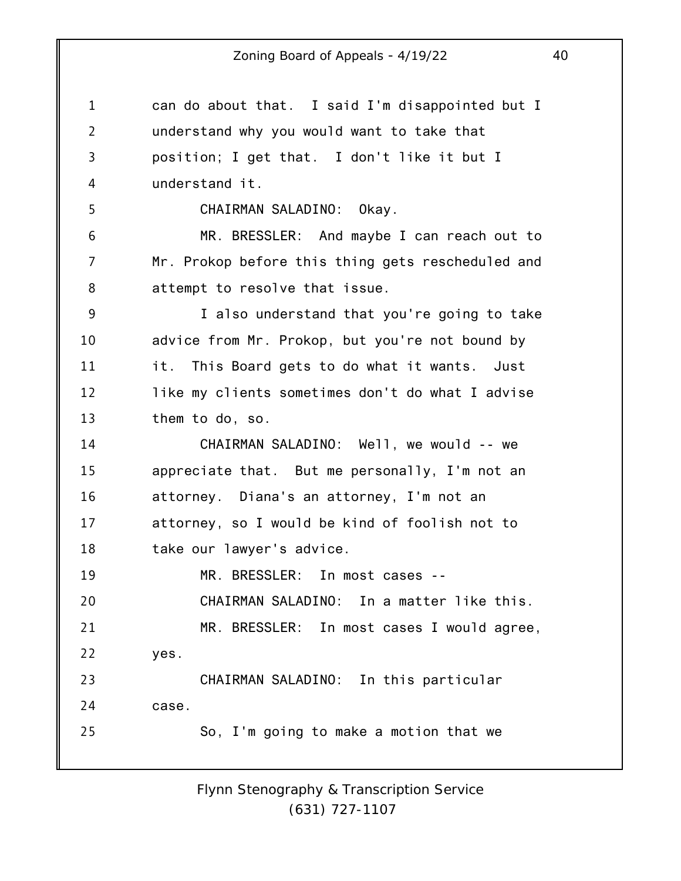can do about that. I said I'm disappointed but I understand why you would want to take that position; I get that. I don't like it but I understand it.

CHAIRMAN SALADINO: Okay.

MR. BRESSLER: And maybe I can reach out to Mr. Prokop before this thing gets rescheduled and attempt to resolve that issue.

I also understand that you're going to take advice from Mr. Prokop, but you're not bound by it. This Board gets to do what it wants. Just like my clients sometimes don't do what I advise them to do, so.

CHAIRMAN SALADINO: Well, we would -- we appreciate that. But me personally, I'm not an attorney. Diana's an attorney, I'm not an attorney, so I would be kind of foolish not to take our lawyer's advice.

MR. BRESSLER: In most cases --

CHAIRMAN SALADINO: In a matter like this.

MR. BRESSLER: In most cases I would agree, yes.

CHAIRMAN SALADINO: In this particular case.

So, I'm going to make a motion that we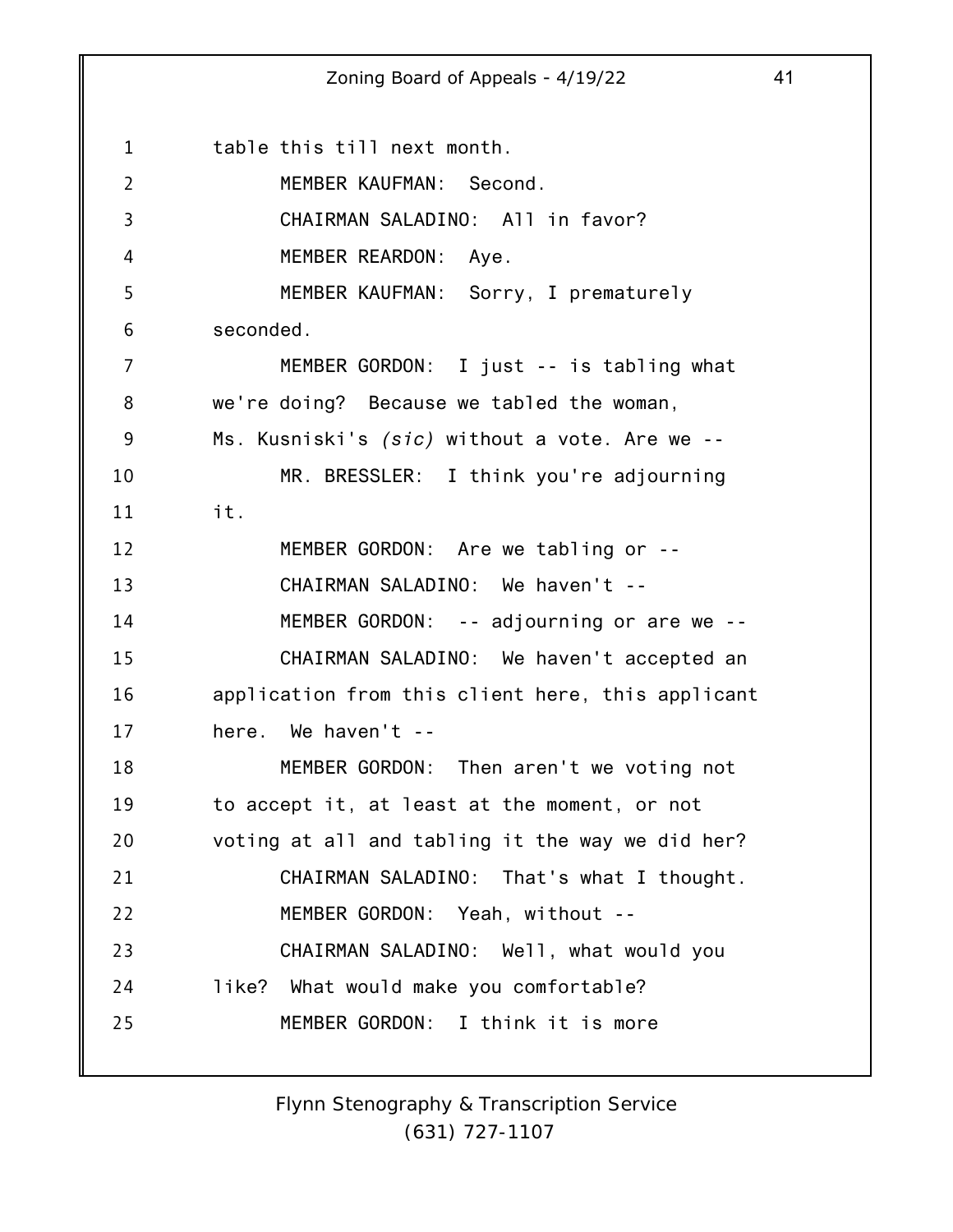table this till next month.

MEMBER KAUFMAN: Second.

CHAIRMAN SALADINO: All in favor?

MEMBER REARDON: Aye.

MEMBER KAUFMAN: Sorry, I prematurely seconded.

MEMBER GORDON: I just -- is tabling what we're doing? Because we tabled the woman, Ms. Kusniski's *(sic)* without a vote. Are we --

MR. BRESSLER: I think you're adjourning it.

MEMBER GORDON: Are we tabling or --

CHAIRMAN SALADINO: We haven't --

MEMBER GORDON: -- adjourning or are we --

CHAIRMAN SALADINO: We haven't accepted an application from this client here, this applicant here. We haven't --

MEMBER GORDON: Then aren't we voting not to accept it, at least at the moment, or not voting at all and tabling it the way we did her?

CHAIRMAN SALADINO: That's what I thought.

MEMBER GORDON: Yeah, without --

CHAIRMAN SALADINO: Well, what would you like? What would make you comfortable?

MEMBER GORDON: I think it is more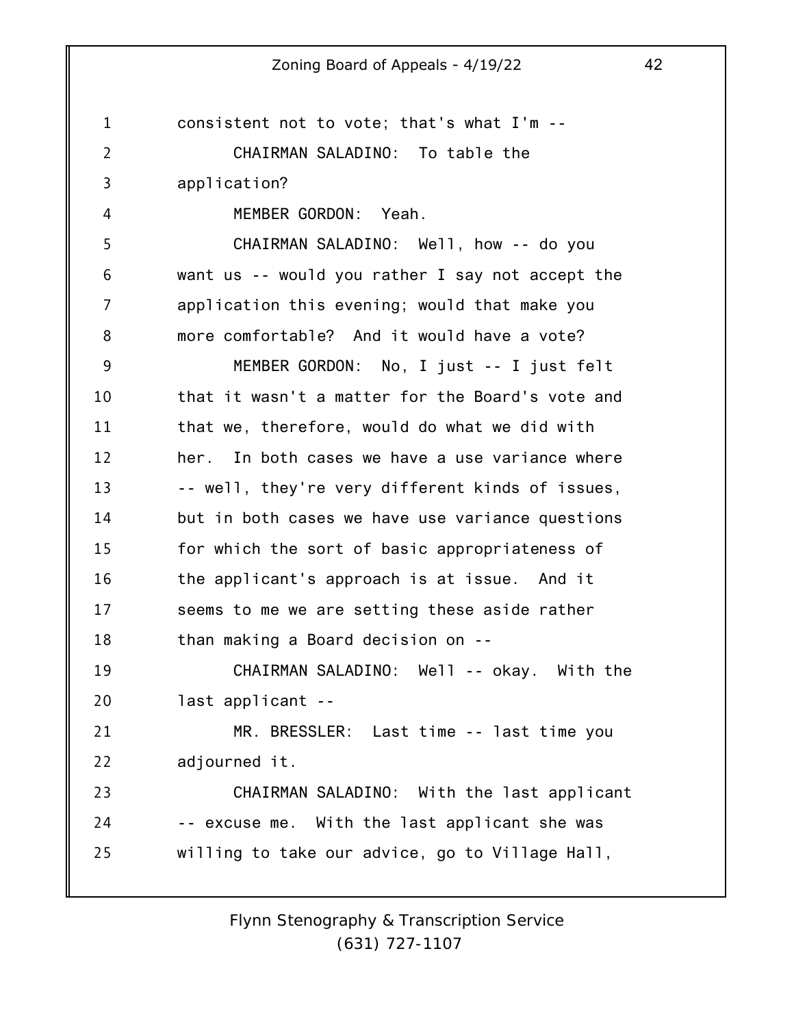consistent not to vote; that's what I'm --

CHAIRMAN SALADINO: To table the application?

MEMBER GORDON: Yeah.

CHAIRMAN SALADINO: Well, how -- do you want us -- would you rather I say not accept the application this evening; would that make you more comfortable? And it would have a vote?

MEMBER GORDON: No, I just -- I just felt that it wasn't a matter for the Board's vote and that we, therefore, would do what we did with her. In both cases we have a use variance where -- well, they're very different kinds of issues, but in both cases we have use variance questions for which the sort of basic appropriateness of the applicant's approach is at issue. And it seems to me we are setting these aside rather than making a Board decision on --

CHAIRMAN SALADINO: Well -- okay. With the last applicant --

MR. BRESSLER: Last time -- last time you adjourned it.

CHAIRMAN SALADINO: With the last applicant -- excuse me. With the last applicant she was willing to take our advice, go to Village Hall,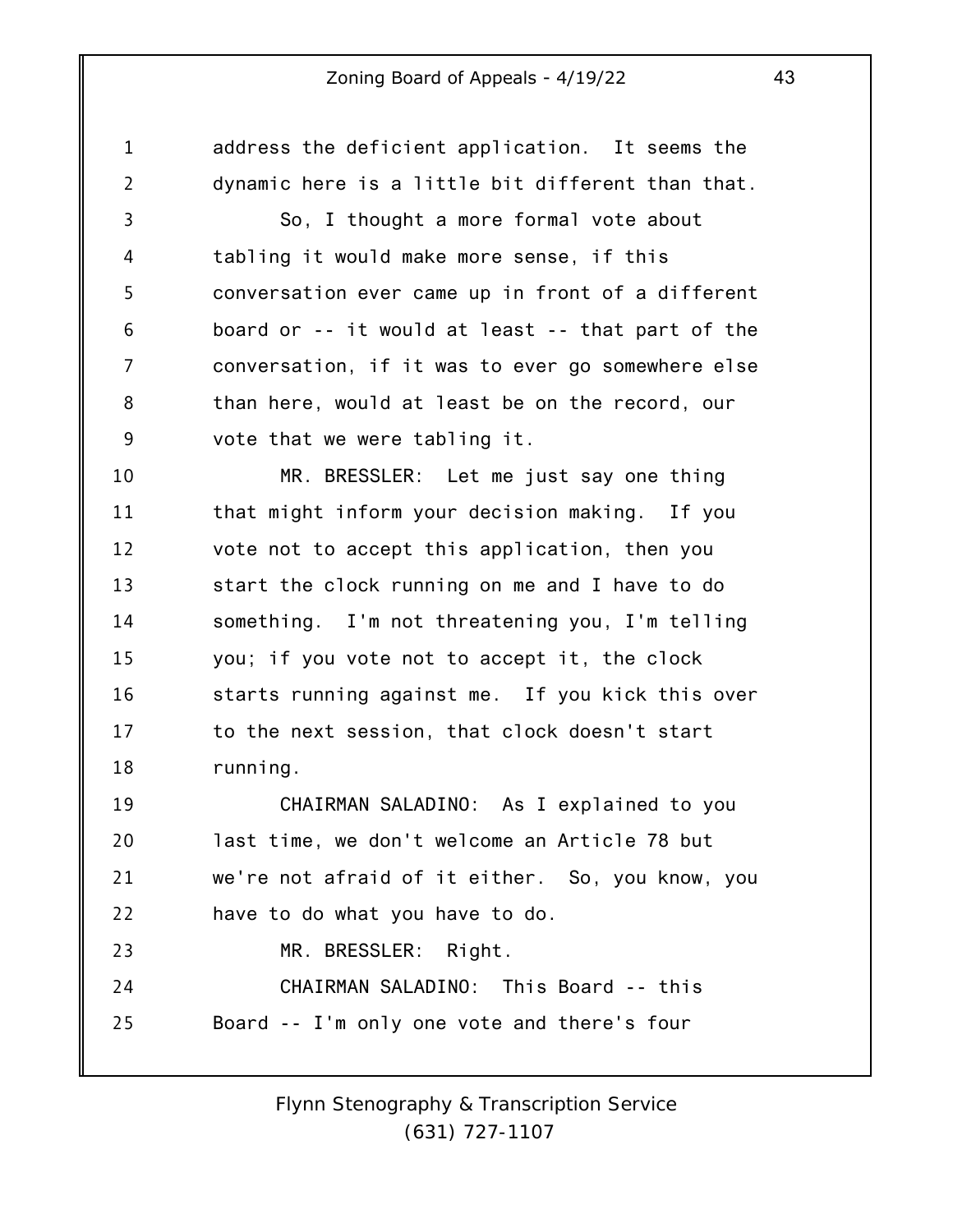address the deficient application. It seems the dynamic here is a little bit different than that.

So, I thought a more formal vote about tabling it would make more sense, if this conversation ever came up in front of a different board or -- it would at least -- that part of the conversation, if it was to ever go somewhere else than here, would at least be on the record, our vote that we were tabling it.

MR. BRESSLER: Let me just say one thing that might inform your decision making. If you vote not to accept this application, then you start the clock running on me and I have to do something. I'm not threatening you, I'm telling you; if you vote not to accept it, the clock starts running against me. If you kick this over to the next session, that clock doesn't start running.

CHAIRMAN SALADINO: As I explained to you last time, we don't welcome an Article 78 but we're not afraid of it either. So, you know, you have to do what you have to do.

MR. BRESSLER: Right.

CHAIRMAN SALADINO: This Board -- this Board -- I'm only one vote and there's four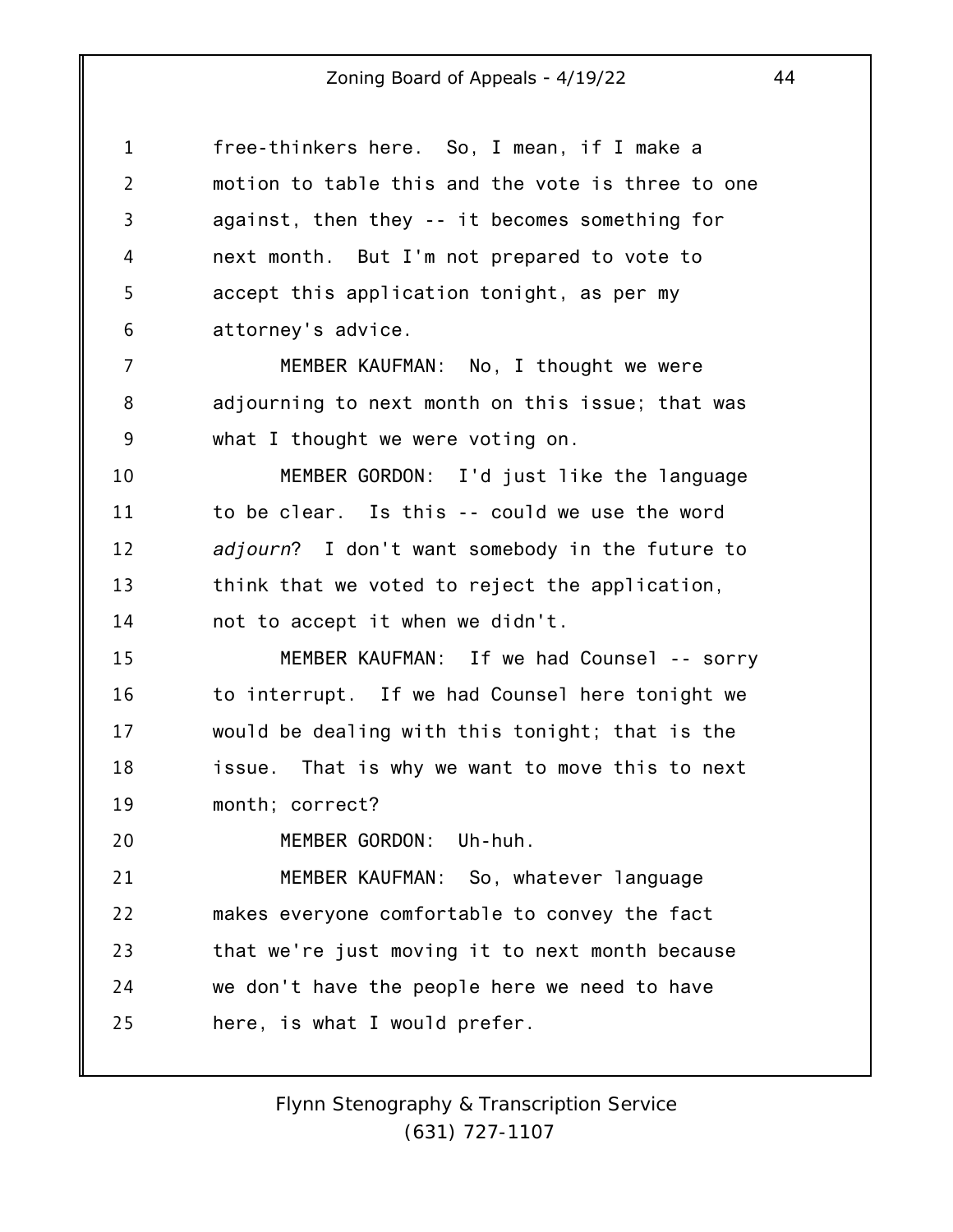free-thinkers here. So, I mean, if I make a motion to table this and the vote is three to one against, then they -- it becomes something for next month. But I'm not prepared to vote to accept this application tonight, as per my attorney's advice.

MEMBER KAUFMAN: No, I thought we were adjourning to next month on this issue; that was what I thought we were voting on.

MEMBER GORDON: I'd just like the language to be clear. Is this -- could we use the word *adjourn*? I don't want somebody in the future to think that we voted to reject the application, not to accept it when we didn't.

MEMBER KAUFMAN: If we had Counsel -- sorry to interrupt. If we had Counsel here tonight we would be dealing with this tonight; that is the issue. That is why we want to move this to next month; correct?

MEMBER GORDON: Uh-huh.

MEMBER KAUFMAN: So, whatever language makes everyone comfortable to convey the fact that we're just moving it to next month because we don't have the people here we need to have here, is what I would prefer.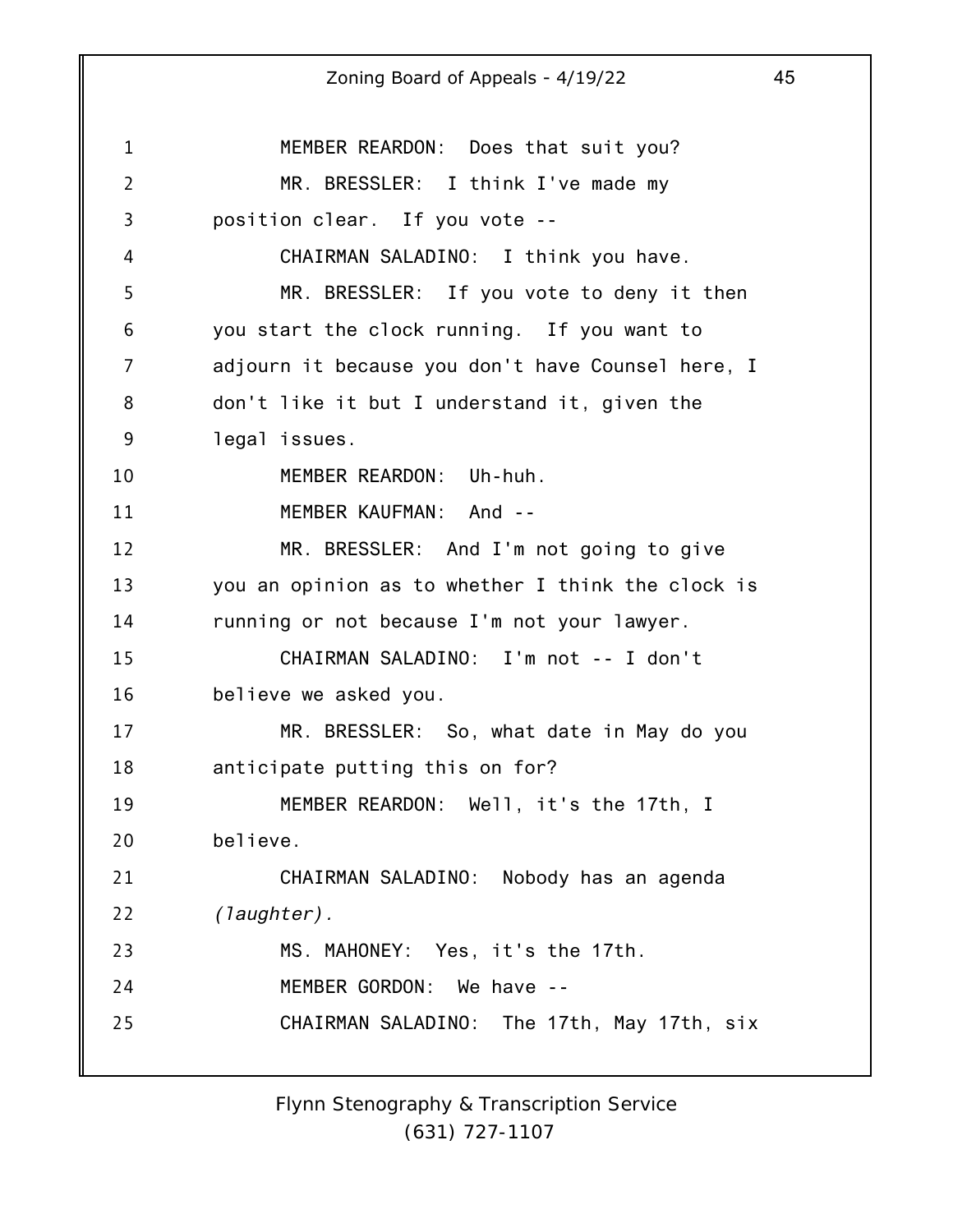MEMBER REARDON: Does that suit you?

MR. BRESSLER: I think I've made my position clear. If you vote --

CHAIRMAN SALADINO: I think you have.

MR. BRESSLER: If you vote to deny it then you start the clock running. If you want to adjourn it because you don't have Counsel here, I don't like it but I understand it, given the legal issues.

MEMBER REARDON: Uh-huh.

MEMBER KAUFMAN: And --

MR. BRESSLER: And I'm not going to give you an opinion as to whether I think the clock is running or not because I'm not your lawyer.

CHAIRMAN SALADINO: I'm not -- I don't believe we asked you.

MR. BRESSLER: So, what date in May do you anticipate putting this on for?

MEMBER REARDON: Well, it's the 17th, I believe.

CHAIRMAN SALADINO: Nobody has an agenda *(laughter)*.

MS. MAHONEY: Yes, it's the 17th.

MEMBER GORDON: We have --

CHAIRMAN SALADINO: The 17th, May 17th, six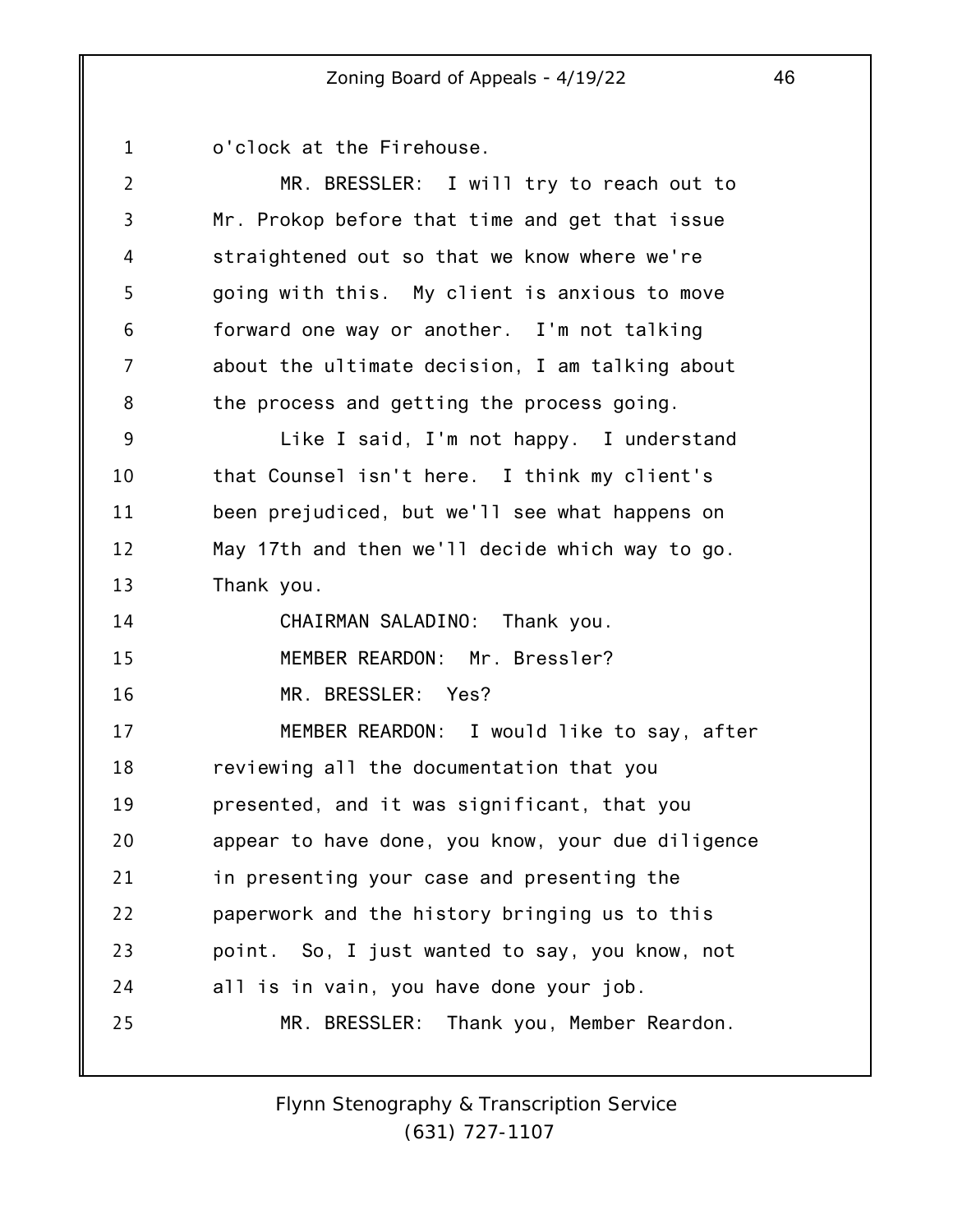o'clock at the Firehouse.

MR. BRESSLER: I will try to reach out to Mr. Prokop before that time and get that issue straightened out so that we know where we're going with this. My client is anxious to move forward one way or another. I'm not talking about the ultimate decision, I am talking about the process and getting the process going.

Like I said, I'm not happy. I understand that Counsel isn't here. I think my client's been prejudiced, but we'll see what happens on May 17th and then we'll decide which way to go. Thank you.

CHAIRMAN SALADINO: Thank you.

MEMBER REARDON: Mr. Bressler?

MR. BRESSLER: Yes?

MEMBER REARDON: I would like to say, after reviewing all the documentation that you presented, and it was significant, that you appear to have done, you know, your due diligence in presenting your case and presenting the paperwork and the history bringing us to this point. So, I just wanted to say, you know, not all is in vain, you have done your job.

MR. BRESSLER: Thank you, Member Reardon.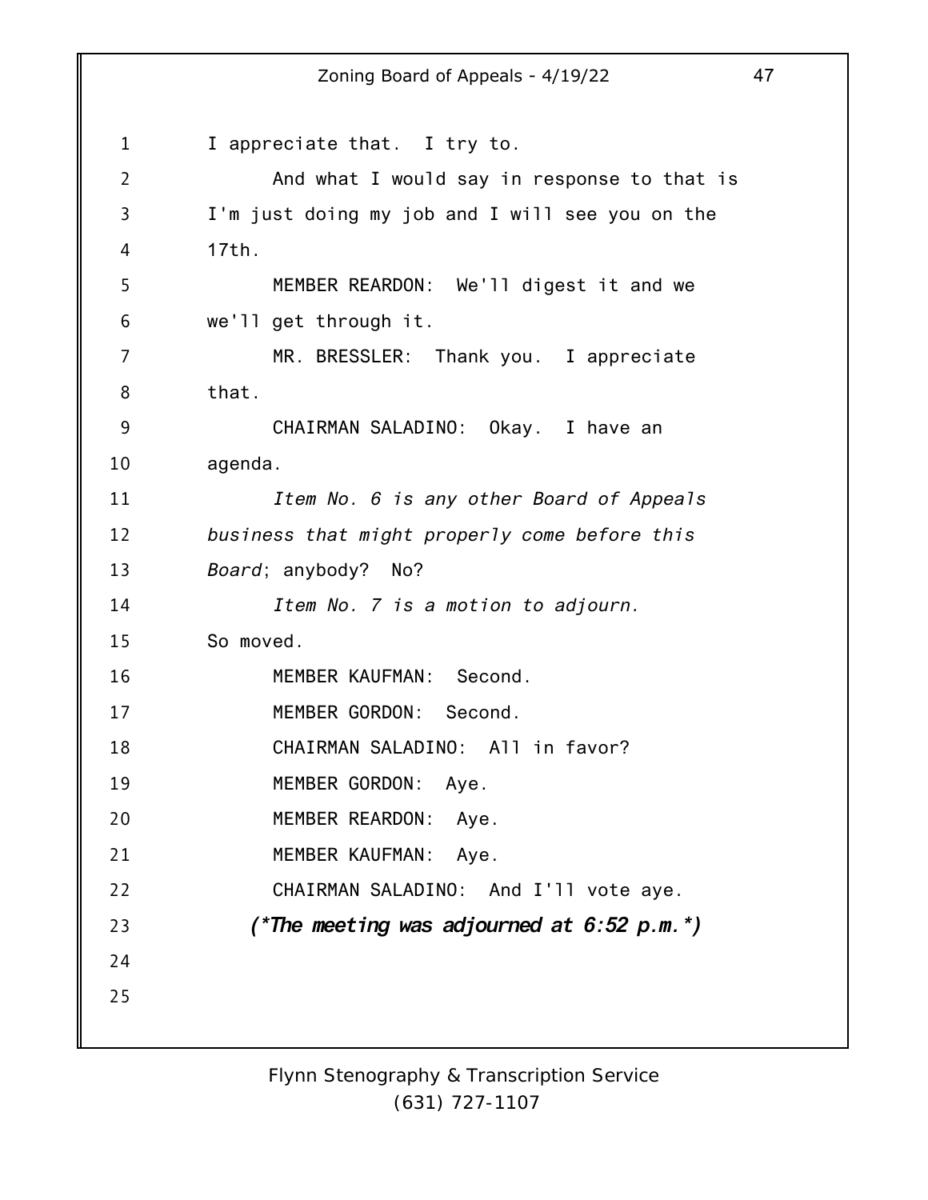I appreciate that. I try to.

And what I would say in response to that is I'm just doing my job and I will see you on the 17th.

MEMBER REARDON: We'll digest it and we we'll get through it.

MR. BRESSLER: Thank you. I appreciate that.

CHAIRMAN SALADINO: Okay. I have an agenda.

*Item No. 6 is any other Board of Appeals business that might properly come before this Board*; anybody? No?

*Item No. 7 is a motion to adjourn.* So moved.

MEMBER KAUFMAN: Second.

MEMBER GORDON: Second.

CHAIRMAN SALADINO: All in favor?

MEMBER GORDON: Aye.

MEMBER REARDON: Aye.

MEMBER KAUFMAN: Aye.

CHAIRMAN SALADINO: And I'll vote aye.

***(\*The meeting was adjourned at 6:52 p.m.\*)***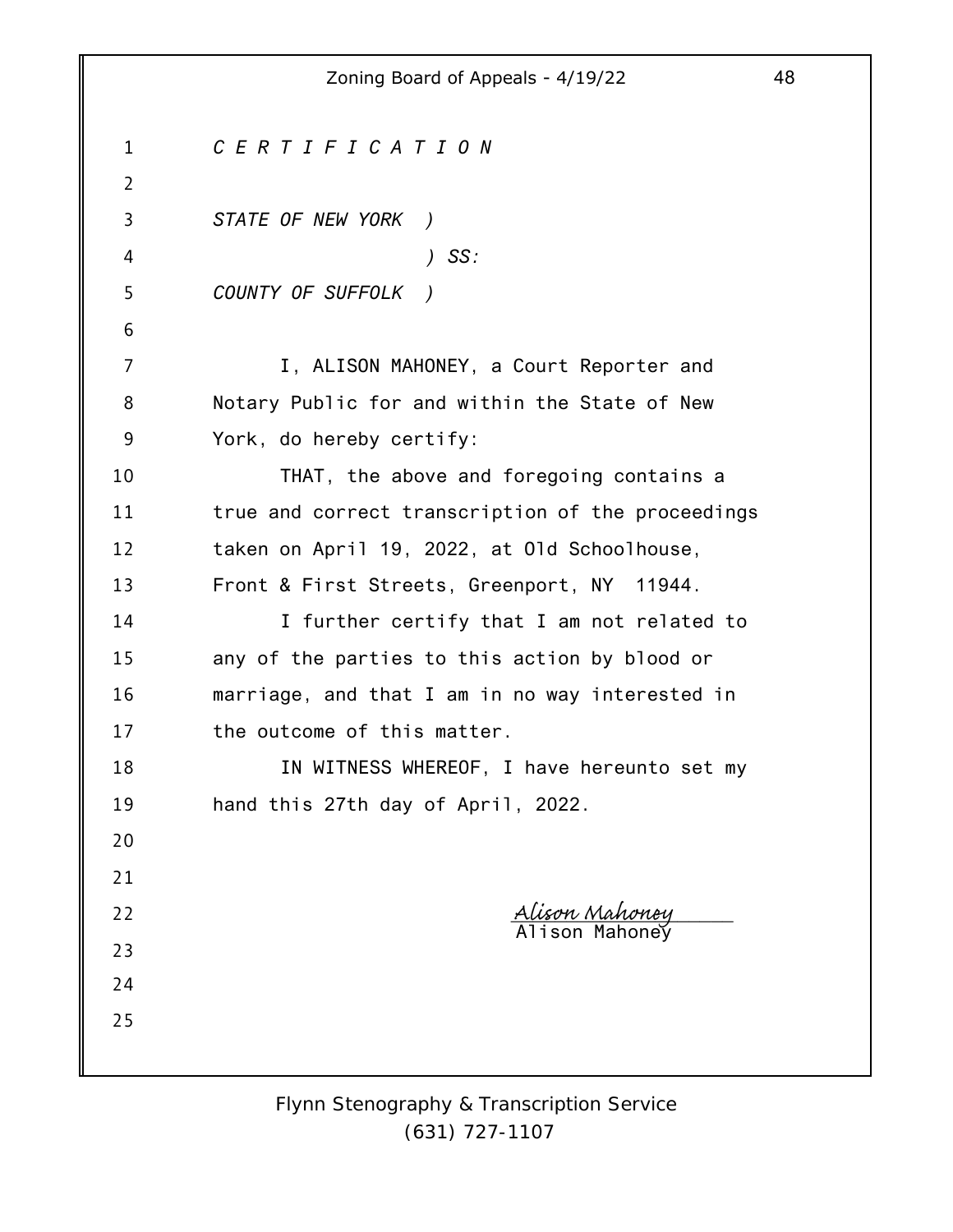*C E R T I F I C A T I O N*

*STATE OF NEW YORK )*
*) SS:*
*COUNTY OF SUFFOLK )*

I, ALISON MAHONEY, a Court Reporter and Notary Public for and within the State of New York, do hereby certify:

THAT, the above and foregoing contains a true and correct transcription of the proceedings taken on April 19, 2022, at Old Schoolhouse, Front & First Streets, Greenport, NY 11944.

I further certify that I am not related to any of the parties to this action by blood or marriage, and that I am in no way interested in the outcome of this matter.

IN WITNESS WHEREOF, I have hereunto set my hand this 27th day of April, 2022.

*Alison Mahoney*
Alison Mahoney